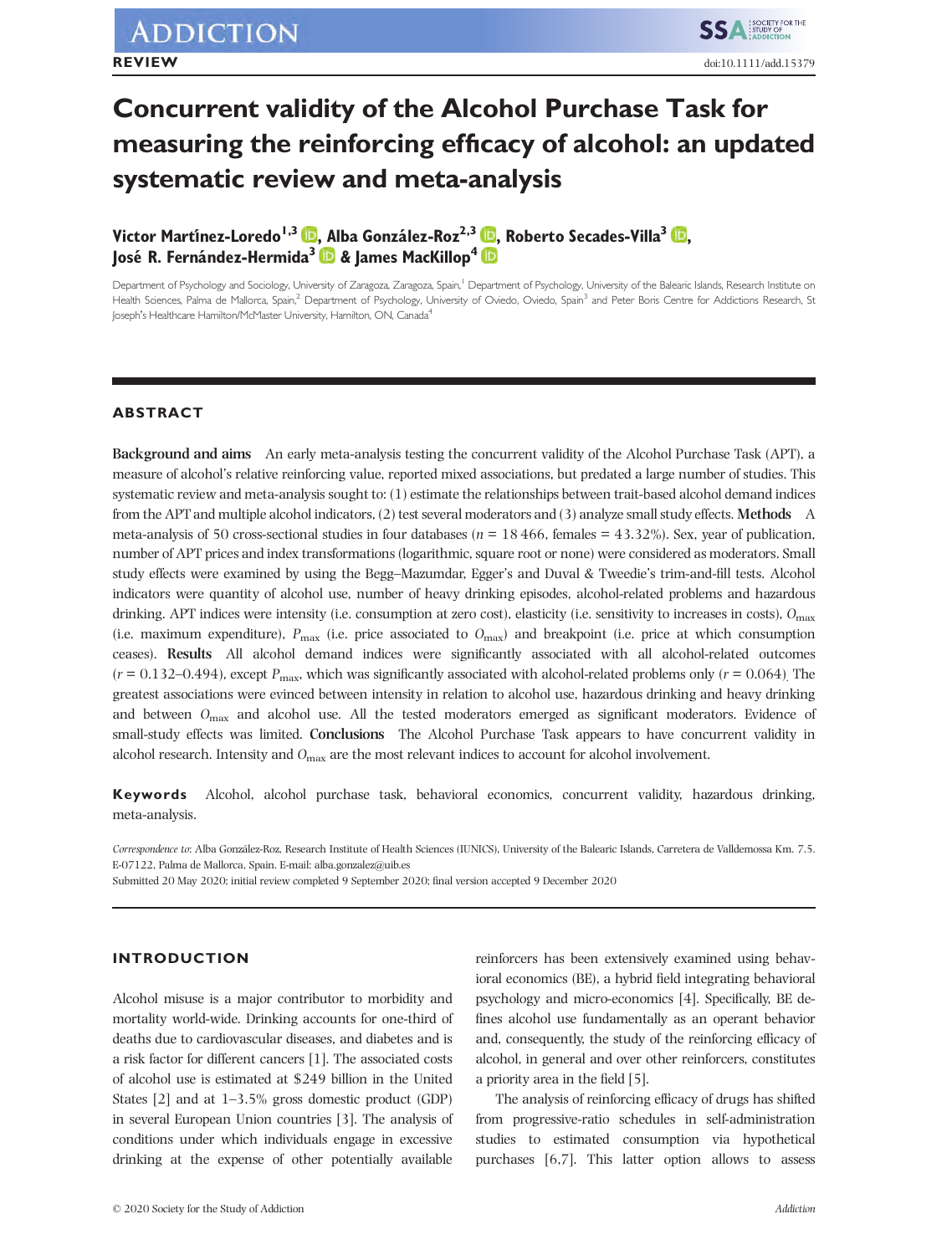# Concurrent validity of the Alcohol Purchase Task for measuring the reinforcing efficacy of alcohol: an updated systematic review and meta-analysis

**Victor Martínez-Loredo[1,3], Alba González-Roz[2,3], Roberto Secades-Villa[3], José R. Fernández-Hermida[3] & James MacKillop[4]**

Department of Psychology and Sociology, University of Zaragoza, Zaragoza, Spain,[1] Department of Psychology, University of the Balearic Islands, Research Institute on Health Sciences, Palma de Mallorca, Spain,[2] Department of Psychology, University of Oviedo, Oviedo, Spain[3] and Peter Boris Centre for Addictions Research, St Joseph's Healthcare Hamilton/McMaster University, Hamilton, ON, Canada[4]

## ABSTRACT

**Background and aims** An early meta-analysis testing the concurrent validity of the Alcohol Purchase Task (APT), a measure of alcohol's relative reinforcing value, reported mixed associations, but predated a large number of studies. This systematic review and meta-analysis sought to: (1) estimate the relationships between trait-based alcohol demand indices from the APT and multiple alcohol indicators, (2) test several moderators and (3) analyze small study effects. **Methods** A meta-analysis of 50 cross-sectional studies in four databases ($n = 18\,466$, females = 43.32%). Sex, year of publication, number of APT prices and index transformations (logarithmic, square root or none) were considered as moderators. Small study effects were examined by using the Begg–Mazumdar, Egger's and Duval & Tweedie's trim-and-fill tests. Alcohol indicators were quantity of alcohol use, number of heavy drinking episodes, alcohol-related problems and hazardous drinking. APT indices were intensity (i.e. consumption at zero cost), elasticity (i.e. sensitivity to increases in costs), $O_{max}$ (i.e. maximum expenditure), $P_{max}$ (i.e. price associated to $O_{max}$) and breakpoint (i.e. price at which consumption ceases). **Results** All alcohol demand indices were significantly associated with all alcohol-related outcomes ($r = 0.132$–$0.494$), except $P_{max}$, which was significantly associated with alcohol-related problems only ($r = 0.064$). The greatest associations were evinced between intensity in relation to alcohol use, hazardous drinking and heavy drinking and between $O_{max}$ and alcohol use. All the tested moderators emerged as significant moderators. Evidence of small-study effects was limited. **Conclusions** The Alcohol Purchase Task appears to have concurrent validity in alcohol research. Intensity and $O_{max}$ are the most relevant indices to account for alcohol involvement.

**Keywords** Alcohol, alcohol purchase task, behavioral economics, concurrent validity, hazardous drinking, meta-analysis.

*Correspondence to*: Alba González-Roz, Research Institute of Health Sciences (IUNICS), University of the Balearic Islands, Carretera de Valldemossa Km. 7.5. E-07122, Palma de Mallorca, Spain. E-mail: alba.gonzalez@uib.es

Submitted 20 May 2020; initial review completed 9 September 2020; final version accepted 9 December 2020

## INTRODUCTION

Alcohol misuse is a major contributor to morbidity and mortality world-wide. Drinking accounts for one-third of deaths due to cardiovascular diseases, and diabetes and is a risk factor for different cancers [1]. The associated costs of alcohol use is estimated at $249 billion in the United States [2] and at 1–3.5% gross domestic product (GDP) in several European Union countries [3]. The analysis of conditions under which individuals engage in excessive drinking at the expense of other potentially available reinforcers has been extensively examined using behavioral economics (BE), a hybrid field integrating behavioral psychology and micro-economics [4]. Specifically, BE defines alcohol use fundamentally as an operant behavior and, consequently, the study of the reinforcing efficacy of alcohol, in general and over other reinforcers, constitutes a priority area in the field [5].

The analysis of reinforcing efficacy of drugs has shifted from progressive-ratio schedules in self-administration studies to estimated consumption via hypothetical purchases [6,7]. This latter option allows to assess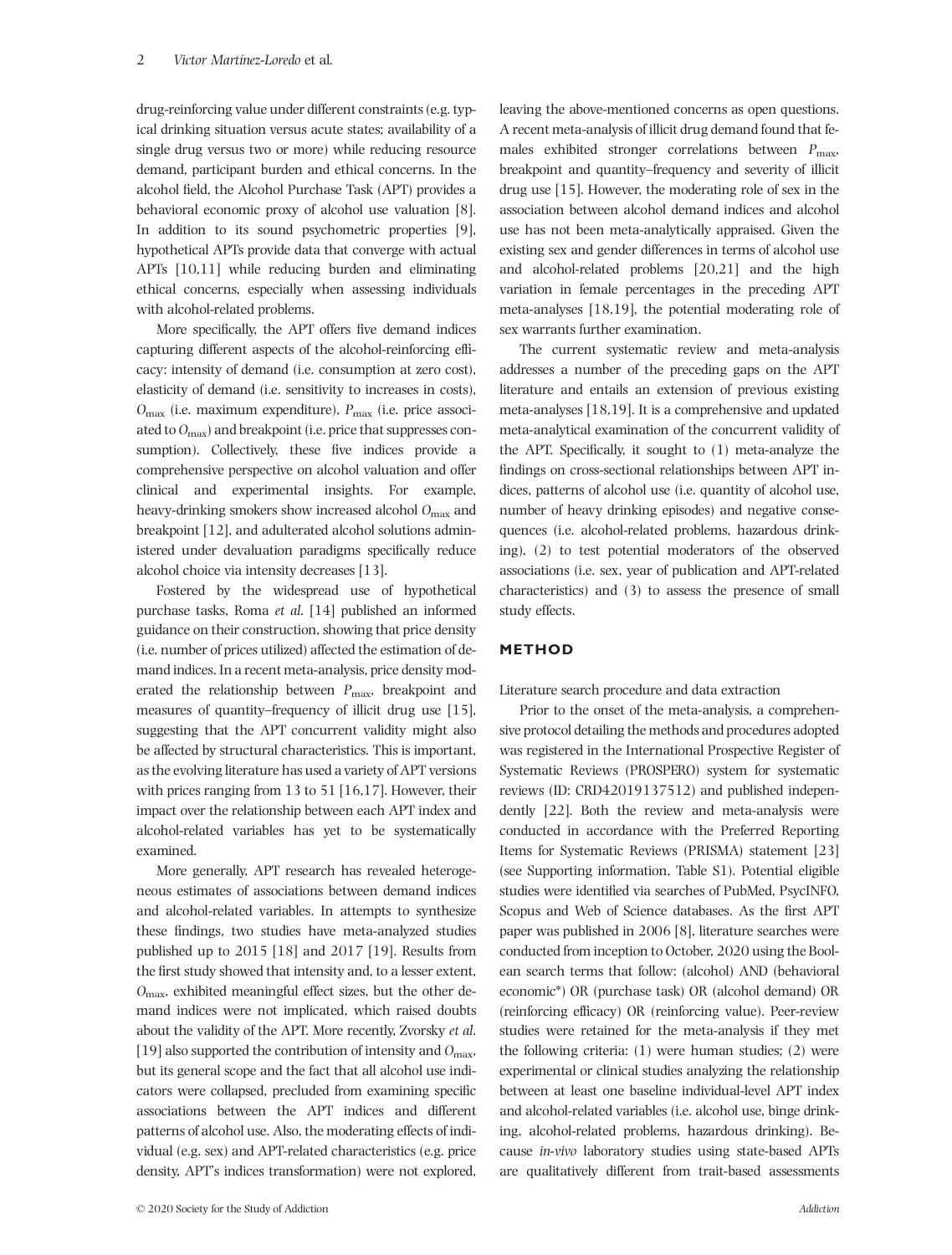drug-reinforcing value under different constraints (e.g. typical drinking situation versus acute states; availability of a single drug versus two or more) while reducing resource demand, participant burden and ethical concerns. In the alcohol field, the Alcohol Purchase Task (APT) provides a behavioral economic proxy of alcohol use valuation [8]. In addition to its sound psychometric properties [9], hypothetical APTs provide data that converge with actual APTs [10,11] while reducing burden and eliminating ethical concerns, especially when assessing individuals with alcohol-related problems.

More specifically, the APT offers five demand indices capturing different aspects of the alcohol-reinforcing efficacy: intensity of demand (i.e. consumption at zero cost), elasticity of demand (i.e. sensitivity to increases in costs), $O_{max}$ (i.e. maximum expenditure), $P_{max}$ (i.e. price associated to $O_{max}$) and breakpoint (i.e. price that suppresses consumption). Collectively, these five indices provide a comprehensive perspective on alcohol valuation and offer clinical and experimental insights. For example, heavy-drinking smokers show increased alcohol $O_{max}$ and breakpoint [12], and adulterated alcohol solutions administered under devaluation paradigms specifically reduce alcohol choice via intensity decreases [13].

Fostered by the widespread use of hypothetical purchase tasks, Roma *et al*. [14] published an informed guidance on their construction, showing that price density (i.e. number of prices utilized) affected the estimation of demand indices. In a recent meta-analysis, price density moderated the relationship between $P_{max}$, breakpoint and measures of quantity–frequency of illicit drug use [15], suggesting that the APT concurrent validity might also be affected by structural characteristics. This is important, as the evolving literature has used a variety of APT versions with prices ranging from 13 to 51 [16,17]. However, their impact over the relationship between each APT index and alcohol-related variables has yet to be systematically examined.

More generally, APT research has revealed heterogeneous estimates of associations between demand indices and alcohol-related variables. In attempts to synthesize these findings, two studies have meta-analyzed studies published up to 2015 [18] and 2017 [19]. Results from the first study showed that intensity and, to a lesser extent, $O_{max}$, exhibited meaningful effect sizes, but the other demand indices were not implicated, which raised doubts about the validity of the APT. More recently, Zvorsky *et al*. [19] also supported the contribution of intensity and $O_{max}$, but its general scope and the fact that all alcohol use indicators were collapsed, precluded from examining specific associations between the APT indices and different patterns of alcohol use. Also, the moderating effects of individual (e.g. sex) and APT-related characteristics (e.g. price density, APT's indices transformation) were not explored, leaving the above-mentioned concerns as open questions. A recent meta-analysis of illicit drug demand found that females exhibited stronger correlations between $P_{max}$, breakpoint and quantity–frequency and severity of illicit drug use [15]. However, the moderating role of sex in the association between alcohol demand indices and alcohol use has not been meta-analytically appraised. Given the existing sex and gender differences in terms of alcohol use and alcohol-related problems [20,21] and the high variation in female percentages in the preceding APT meta-analyses [18,19], the potential moderating role of sex warrants further examination.

The current systematic review and meta-analysis addresses a number of the preceding gaps on the APT literature and entails an extension of previous existing meta-analyses [18,19]. It is a comprehensive and updated meta-analytical examination of the concurrent validity of the APT. Specifically, it sought to (1) meta-analyze the findings on cross-sectional relationships between APT indices, patterns of alcohol use (i.e. quantity of alcohol use, number of heavy drinking episodes) and negative consequences (i.e. alcohol-related problems, hazardous drinking), (2) to test potential moderators of the observed associations (i.e. sex, year of publication and APT-related characteristics) and (3) to assess the presence of small study effects.

## METHOD

### Literature search procedure and data extraction

Prior to the onset of the meta-analysis, a comprehensive protocol detailing the methods and procedures adopted was registered in the International Prospective Register of Systematic Reviews (PROSPERO) system for systematic reviews (ID: CRD42019137512) and published independently [22]. Both the review and meta-analysis were conducted in accordance with the Preferred Reporting Items for Systematic Reviews (PRISMA) statement [23] (see Supporting information, Table S1). Potential eligible studies were identified via searches of PubMed, PsycINFO, Scopus and Web of Science databases. As the first APT paper was published in 2006 [8], literature searches were conducted from inception to October, 2020 using the Boolean search terms that follow: (alcohol) AND (behavioral economic*) OR (purchase task) OR (alcohol demand) OR (reinforcing efficacy) OR (reinforcing value). Peer-review studies were retained for the meta-analysis if they met the following criteria: (1) were human studies; (2) were experimental or clinical studies analyzing the relationship between at least one baseline individual-level APT index and alcohol-related variables (i.e. alcohol use, binge drinking, alcohol-related problems, hazardous drinking). Because *in-vivo* laboratory studies using state-based APTs are qualitatively different from trait-based assessments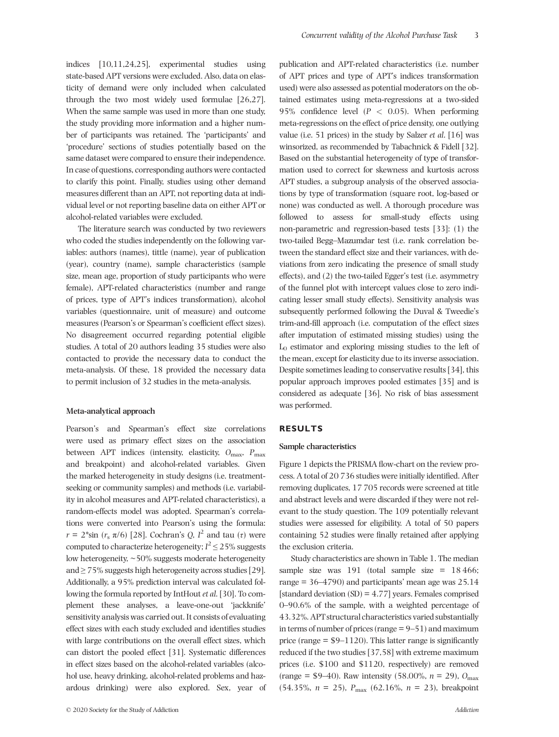indices [10,11,24,25], experimental studies using state-based APT versions were excluded. Also, data on elasticity of demand were only included when calculated through the two most widely used formulae [26,27]. When the same sample was used in more than one study, the study providing more information and a higher number of participants was retained. The 'participants' and 'procedure' sections of studies potentially based on the same dataset were compared to ensure their independence. In case of questions, corresponding authors were contacted to clarify this point. Finally, studies using other demand measures different than an APT, not reporting data at individual level or not reporting baseline data on either APT or alcohol-related variables were excluded.

The literature search was conducted by two reviewers who coded the studies independently on the following variables: authors (names), tittle (name), year of publication (year), country (name), sample characteristics (sample size, mean age, proportion of study participants who were female), APT-related characteristics (number and range of prices, type of APT's indices transformation), alcohol variables (questionnaire, unit of measure) and outcome measures (Pearson's or Spearman's coefficient effect sizes). No disagreement occurred regarding potential eligible studies. A total of 20 authors leading 35 studies were also contacted to provide the necessary data to conduct the meta-analysis. Of these, 18 provided the necessary data to permit inclusion of 32 studies in the meta-analysis.

#### Meta-analytical approach

Pearson's and Spearman's effect size correlations were used as primary effect sizes on the association between APT indices (intensity, elasticity, $O_{max}$, $P_{max}$ and breakpoint) and alcohol-related variables. Given the marked heterogeneity in study designs (i.e. treatment-seeking or community samples) and methods (i.e. variability in alcohol measures and APT-related characteristics), a random-effects model was adopted. Spearman's correlations were converted into Pearson's using the formula: $r = 2*\sin(r_s\,\pi/6)$ [28]. Cochran's $Q$, $I^2$ and tau ($\tau$) were computed to characterize heterogeneity; $I^2 \leq 25\%$ suggests low heterogeneity, ~50% suggests moderate heterogeneity and $\geq 75\%$ suggests high heterogeneity across studies [29]. Additionally, a 95% prediction interval was calculated following the formula reported by IntHout *et al.* [30]. To complement these analyses, a leave-one-out 'jackknife' sensitivity analysis was carried out. It consists of evaluating effect sizes with each study excluded and identifies studies with large contributions on the overall effect sizes, which can distort the pooled effect [31]. Systematic differences in effect sizes based on the alcohol-related variables (alcohol use, heavy drinking, alcohol-related problems and hazardous drinking) were also explored. Sex, year of publication and APT-related characteristics (i.e. number of APT prices and type of APT's indices transformation used) were also assessed as potential moderators on the obtained estimates using meta-regressions at a two-sided 95% confidence level ($P < 0.05$). When performing meta-regressions on the effect of price density, one outlying value (i.e. 51 prices) in the study by Salzer *et al.* [16] was winsorized, as recommended by Tabachnick & Fidell [32]. Based on the substantial heterogeneity of type of transformation used to correct for skewness and kurtosis across APT studies, a subgroup analysis of the observed associations by type of transformation (square root, log-based or none) was conducted as well. A thorough procedure was followed to assess for small-study effects using non-parametric and regression-based tests [33]: (1) the two-tailed Begg–Mazumdar test (i.e. rank correlation between the standard effect size and their variances, with deviations from zero indicating the presence of small study effects), and (2) the two-tailed Egger's test (i.e. asymmetry of the funnel plot with intercept values close to zero indicating lesser small study effects). Sensitivity analysis was subsequently performed following the Duval & Tweedie's trim-and-fill approach (i.e. computation of the effect sizes after imputation of estimated missing studies) using the $L_0$ estimator and exploring missing studies to the left of the mean, except for elasticity due to its inverse association. Despite sometimes leading to conservative results [34], this popular approach improves pooled estimates [35] and is considered as adequate [36]. No risk of bias assessment was performed.

## RESULTS

#### Sample characteristics

Figure 1 depicts the PRISMA flow-chart on the review process. A total of 20 736 studies were initially identified. After removing duplicates, 17 705 records were screened at title and abstract levels and were discarded if they were not relevant to the study question. The 109 potentially relevant studies were assessed for eligibility. A total of 50 papers containing 52 studies were finally retained after applying the exclusion criteria.

Study characteristics are shown in Table 1. The median sample size was 191 (total sample size = 18 466; range = 36–4790) and participants' mean age was 25.14 [standard deviation (SD) = 4.77] years. Females comprised 0–90.6% of the sample, with a weighted percentage of 43.32%. APT structural characteristics varied substantially in terms of number of prices (range = 9–51) and maximum price (range = \$9–1120). This latter range is significantly reduced if the two studies [37,58] with extreme maximum prices (i.e. \$100 and \$1120, respectively) are removed (range = \$9–40). Raw intensity (58.00%, $n = 29$), $O_{max}$ (54.35%, $n = 25$), $P_{max}$ (62.16%, $n = 23$), breakpoint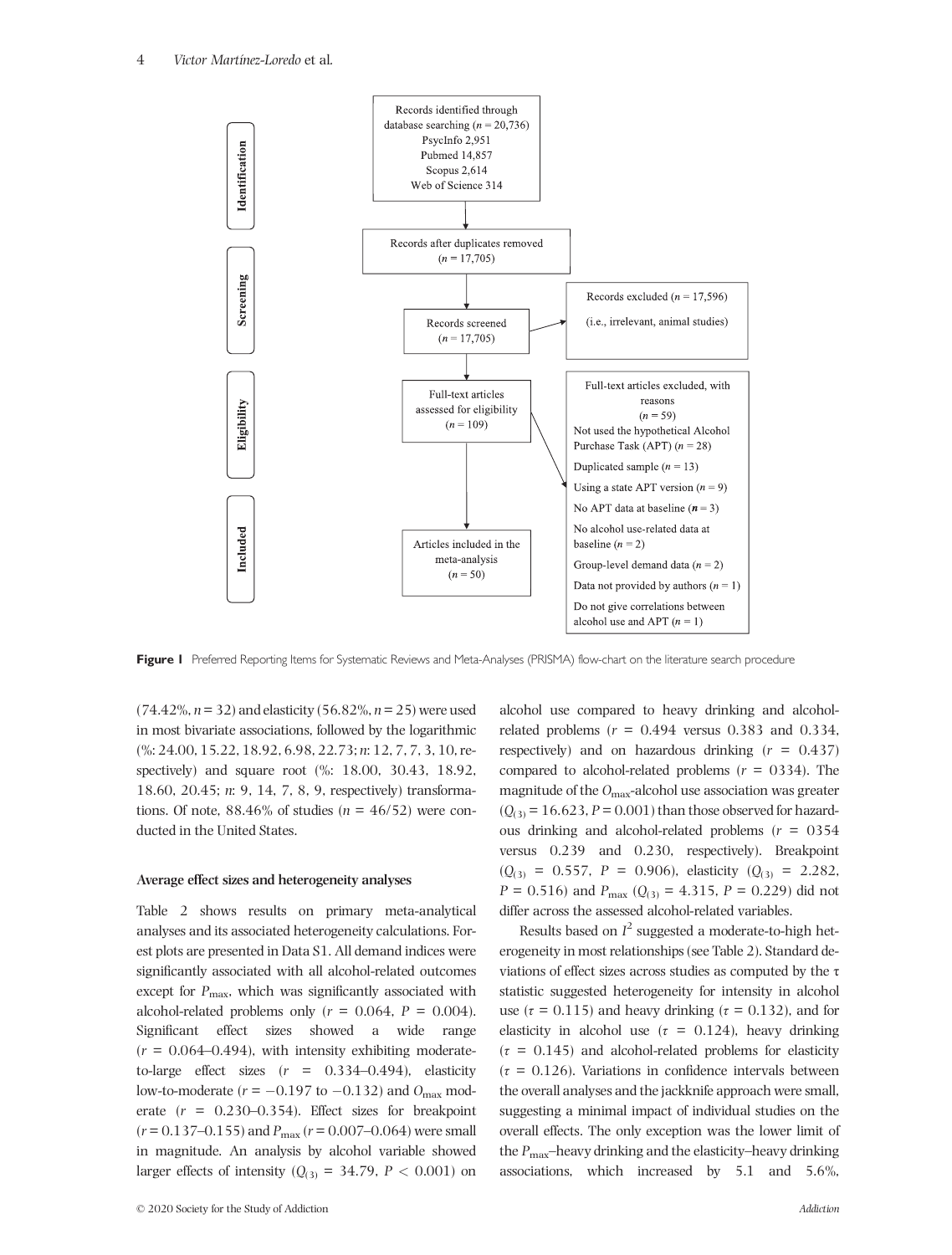Records identified through database searching ($n$ = 20,736)
PsycInfo 2,951
Pubmed 14,857
Scopus 2,614
Web of Science 314

Records after duplicates removed ($n$ = 17,705)

Records screened ($n$ = 17,705)

Records excluded ($n$ = 17,596)
(i.e., irrelevant, animal studies)

Full-text articles assessed for eligibility ($n$ = 109)

Full-text articles excluded, with reasons ($n$ = 59)
Not used the hypothetical Alcohol Purchase Task (APT) ($n$ = 28)
Duplicated sample ($n$ = 13)
Using a state APT version ($n$ = 9)
No APT data at baseline ($n$ = 3)
No alcohol use-related data at baseline ($n$ = 2)
Group-level demand data ($n$ = 2)
Data not provided by authors ($n$ = 1)
Do not give correlations between alcohol use and APT ($n$ = 1)

Articles included in the meta-analysis ($n$ = 50)

Identification | Screening | Eligibility | Included

**Figure 1** Preferred Reporting Items for Systematic Reviews and Meta-Analyses (PRISMA) flow-chart on the literature search procedure

(74.42%, $n$ = 32) and elasticity (56.82%, $n$ = 25) were used in most bivariate associations, followed by the logarithmic (%: 24.00, 15.22, 18.92, 6.98, 22.73; $n$: 12, 7, 7, 3, 10, respectively) and square root (%: 18.00, 30.43, 18.92, 18.60, 20.45; $n$: 9, 14, 7, 8, 9, respectively) transformations. Of note, 88.46% of studies ($n$ = 46/52) were conducted in the United States.

### Average effect sizes and heterogeneity analyses

Table 2 shows results on primary meta-analytical analyses and its associated heterogeneity calculations. Forest plots are presented in Data S1. All demand indices were significantly associated with all alcohol-related outcomes except for $P_{max}$, which was significantly associated with alcohol-related problems only ($r$ = 0.064, $P$ = 0.004). Significant effect sizes showed a wide range ($r$ = 0.064–0.494), with intensity exhibiting moderate-to-large effect sizes ($r$ = 0.334–0.494), elasticity low-to-moderate ($r$ = −0.197 to −0.132) and $O_{max}$ moderate ($r$ = 0.230–0.354). Effect sizes for breakpoint ($r$ = 0.137–0.155) and $P_{max}$ ($r$ = 0.007–0.064) were small in magnitude. An analysis by alcohol variable showed larger effects of intensity ($Q_{(3)}$ = 34.79, $P$ < 0.001) on alcohol use compared to heavy drinking and alcohol-related problems ($r$ = 0.494 versus 0.383 and 0.334, respectively) and on hazardous drinking ($r$ = 0.437) compared to alcohol-related problems ($r$ = 0334). The magnitude of the $O_{max}$-alcohol use association was greater ($Q_{(3)}$ = 16.623, $P$ = 0.001) than those observed for hazardous drinking and alcohol-related problems ($r$ = 0354 versus 0.239 and 0.230, respectively). Breakpoint ($Q_{(3)}$ = 0.557, $P$ = 0.906), elasticity ($Q_{(3)}$ = 2.282, $P$ = 0.516) and $P_{max}$ ($Q_{(3)}$ = 4.315, $P$ = 0.229) did not differ across the assessed alcohol-related variables.

Results based on $I^2$ suggested a moderate-to-high heterogeneity in most relationships (see Table 2). Standard deviations of effect sizes across studies as computed by the $\tau$ statistic suggested heterogeneity for intensity in alcohol use ($\tau$ = 0.115) and heavy drinking ($\tau$ = 0.132), and for elasticity in alcohol use ($\tau$ = 0.124), heavy drinking ($\tau$ = 0.145) and alcohol-related problems for elasticity ($\tau$ = 0.126). Variations in confidence intervals between the overall analyses and the jackknife approach were small, suggesting a minimal impact of individual studies on the overall effects. The only exception was the lower limit of the $P_{max}$–heavy drinking and the elasticity–heavy drinking associations, which increased by 5.1 and 5.6%,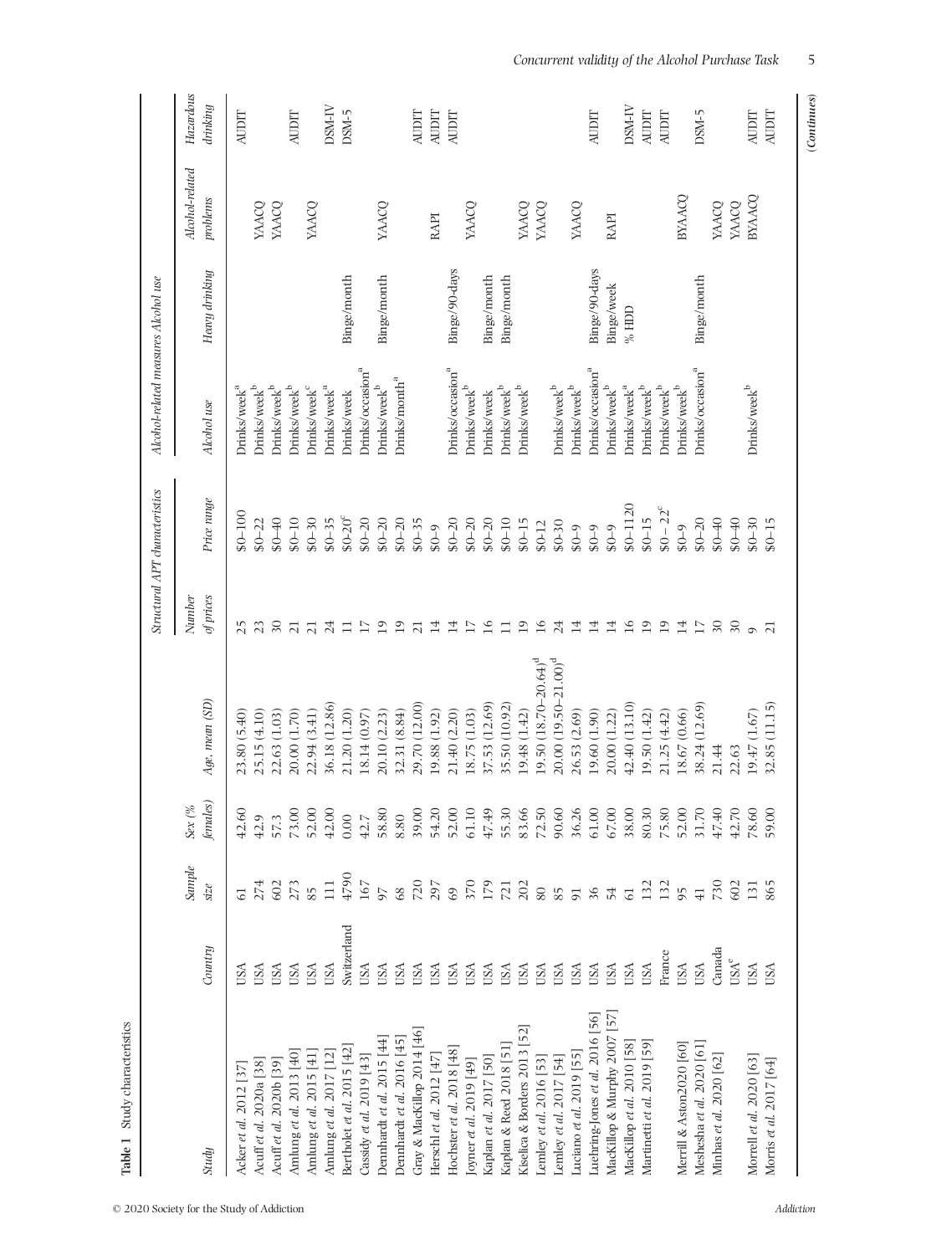**Table 1** Study characteristics

| Study | Country | Sample size | Sex (% females) | Age, mean (SD) | Structural APT characteristics | | Alcohol-related measures Alcohol use | | | |
|---|---|---|---|---|---|---|---|---|---|---|
| | | | | | Number of prices | Price range | Alcohol use | Heavy drinking | Alcohol-related problems | Hazardous drinking |
| Acker et al. 2012 [37] | USA | 61 | 42.60 | 23.80 (5.40) | 25 | $0–100 | Drinks/week[a] | | | AUDIT |
| Acuff et al. 2020a [38] | USA | 274 | 42.9 | 25.15 (4.10) | 23 | $0–22 | Drinks/week[b] | | YAACQ | |
| Acuff et al. 2020b [39] | USA | 602 | 57.3 | 22.63 (1.03) | 30 | $0–40 | Drinks/week[b] | | YAACQ | |
| Amlung et al. 2013 [40] | USA | 273 | 73.00 | 20.00 (1.70) | 21 | $0–10 | Drinks/week[b] | | | AUDIT |
| Amlung et al. 2015 [41] | USA | 85 | 52.00 | 22.94 (3.41) | 21 | $0–30 | Drinks/week[c] | | YAACQ | |
| Amlung et al. 2017 [12] | USA | 111 | 42.00 | 36.18 (12.86) | 24 | $0–35 | Drinks/week[a] | | | DSM-IV |
| Bertholet et al. 2015 [42] | Switzerland | 4790 | 0.00 | 21.20 (1.20) | 11 | $0-20[c] | Drinks/week | Binge/month | | DSM-5 |
| Cassidy et al. 2019 [43] | USA | 167 | 42.7 | 18.14 (0.97) | 17 | $0–20 | Drinks/occasion[a] | | | |
| Dennhardt et al. 2015 [44] | USA | 97 | 58.80 | 20.10 (2.23) | 19 | $0–20 | Drinks/week[b] | Binge/month | YAACQ | |
| Dennhardt et al. 2016 [45] | USA | 68 | 8.80 | 32.31 (8.84) | 19 | $0–20 | Drinks/month[a] | | | |
| Gray & MacKillop 2014 [46] | USA | 720 | 39.00 | 29.70 (12.00) | 21 | $0–35 | | | | AUDIT |
| Herschl et al. 2012 [47] | USA | 297 | 54.20 | 19.88 (1.92) | 14 | $0–9 | | | RAPI | AUDIT |
| Hochster et al. 2018 [48] | USA | 69 | 52.00 | 21.40 (2.20) | 14 | $0–20 | Drinks/occasion[a] | Binge/90-days | | AUDIT |
| Joyner et al. 2019 [49] | USA | 370 | 61.10 | 18.75 (1.03) | 17 | $0–20 | Drinks/week[b] | | YAACQ | |
| Kaplan et al. 2017 [50] | USA | 179 | 47.49 | 37.53 (12.69) | 16 | $0–20 | Drinks/week | Binge/month | | |
| Kaplan & Reed 2018 [51] | USA | 721 | 55.30 | 35.50 (10.92) | 11 | $0–10 | Drinks/week[b] | Binge/month | | |
| Kiselica & Borders 2013 [52] | USA | 202 | 83.66 | 19.48 (1.42) | 19 | $0–15 | Drinks/week[b] | | YAACQ | |
| Lemley et al. 2016 [53] | USA | 80 | 72.50 | 19.50 (18.70–20.64)[d] | 16 | $0-12 | | | YAACQ | |
| Lemley et al. 2017 [54] | USA | 85 | 90.60 | 20.00 (19.50–21.00)[d] | 24 | $0–30 | Drinks/week[b] | | | |
| Luciano et al. 2019 [55] | USA | 91 | 36.26 | 26.53 (2.69) | 14 | $0–9 | Drinks/week[b] | | YAACQ | |
| Luehring-Jones et al. 2016 [56] | USA | 36 | 61.00 | 19.60 (1.90) | 14 | $0–9 | Drinks/occasion[a] | Binge/90-days | | AUDIT |
| MacKillop & Murphy 2007 [57] | USA | 54 | 67.00 | 20.00 (1.22) | 14 | $0–9 | Drinks/week[b] | Binge/week | RAPI | |
| MacKillop et al. 2010 [58] | USA | 61 | 38.00 | 42.40 (13.10) | 16 | $0–1120 | Drinks/week[a] | % HDD | | DSM-IV |
| Martinetti et al. 2019 [59] | USA | 132 | 80.30 | 19.50 (1.42) | 19 | $0–15 | Drinks/week[b] | | | AUDIT |
| | France | 132 | 75.80 | 21.25 (4.42) | 19 | $0 – 22[c] | Drinks/week[b] | | | AUDIT |
| Merrill & Aston2020 [60] | USA | 95 | 52.00 | 18.67 (0.66) | 14 | $0–9 | Drinks/week[b] | | BYAACQ | |
| Meshesha et al. 2020 [61] | USA | 41 | 31.70 | 38.24 (12.69) | 17 | $0–20 | Drinks/occasion[a] | Binge/month | | DSM-5 |
| Minhas et al. 2020 [62] | Canada | 730 | 47.40 | 21.44 | 30 | $0–40 | | | YAACQ | |
| | USA[e] | 602 | 42.70 | 22.63 | 30 | $0–40 | | | YAACQ | |
| Morrell et al. 2020 [63] | USA | 131 | 78.60 | 19.47 (1.67) | 9 | $0–30 | Drinks/week[b] | | BYAACQ | AUDIT |
| Morris et al. 2017 [64] | USA | 865 | 59.00 | 32.85 (11.15) | 21 | $0–15 | | | | AUDIT |

(Continues)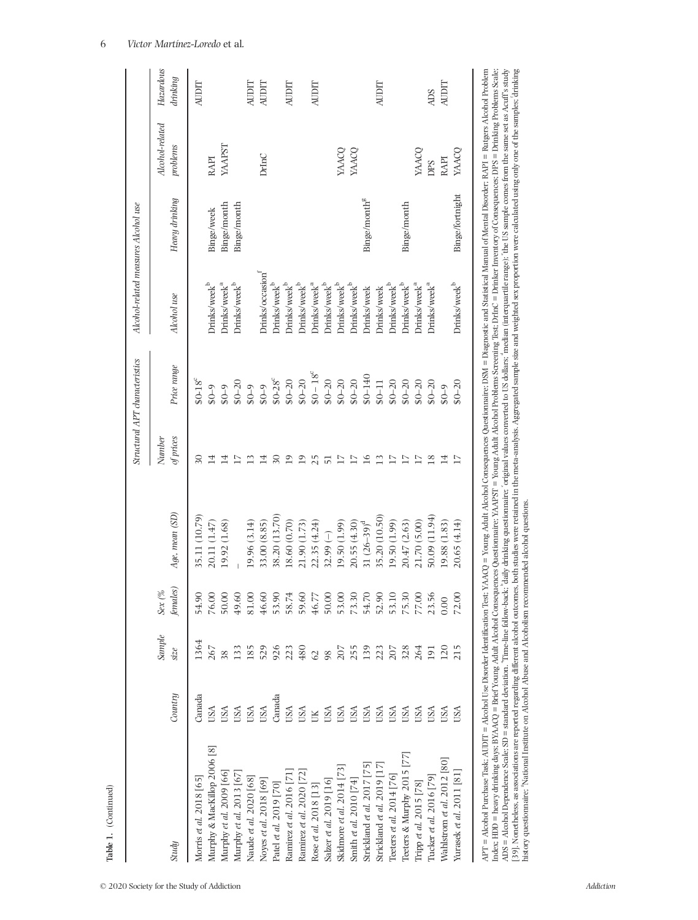**Table 1.** (Continued)

| Study | Country | Sample size | Sex (% females) | Age, mean (SD) | Structural APT characteristics | | Alcohol-related measures Alcohol use | | | |
|---|---|---|---|---|---|---|---|---|---|---|
| | | | | | Number of prices | Price range | Alcohol use | Heavy drinking | Alcohol-related problems | Hazardous drinking |
| Morris et al. 2018 [65] | Canada | 1364 | 54.90 | 35.11 (10.79) | 30 | $0-18[c] | | | | AUDIT |
| Murphy & MacKillop 2006 [8] | USA | 267 | 76.00 | 20.11 (1.47) | 14 | $0–9 | Drinks/week[b] | Binge/week | RAPI | |
| Murphy et al. 2009 [66] | USA | 38 | 50.00 | 19.92 (1.68) | 14 | $0–9 | Drinks/week[a] | Binge/month | YAAPST | |
| Murphy et al. 2013 [67] | USA | 133 | 49.60 | – | 17 | $0–20 | Drinks/week[b] | Binge/month | | |
| Naude et al. 2020 [68] | USA | 185 | 81.00 | 19.96 (3.14) | 13 | $0–9 | | | | AUDIT |
| Noyes et al. 2018 [69] | USA | 529 | 46.60 | 33.00 (8.85) | 14 | $0–9 | Drinks/occasion[f] | | DrInC | AUDIT |
| Patel et al. 2019 [70] | Canada | 926 | 53.90 | 38.20 (13.70) | 30 | $0-28[c] | Drinks/week[b] | | | |
| Ramirez et al. 2016 [71] | USA | 223 | 58.74 | 18.60 (0.70) | 19 | $0–20 | Drinks/week[b] | | | AUDIT |
| Ramirez et al. 2020 [72] | USA | 480 | 59.60 | 21.90 (1.73) | 19 | $0–20 | Drinks/week[b] | | | |
| Rose et al. 2018 [13] | UK | 62 | 46.77 | 22.35 (4.24) | 25 | $0 – 18[c] | Drinks/week[a] | | | AUDIT |
| Salzer et al. 2019 [16] | USA | 98 | 50.00 | 32.99 (–) | 51 | $0–20 | Drinks/week[b] | | | |
| Skidmore et al. 2014 [73] | USA | 207 | 53.00 | 19.50 (1.99) | 17 | $0–20 | Drinks/week[b] | | YAACQ | |
| Smith et al. 2010 [74] | USA | 255 | 73.30 | 20.55 (4.30) | 17 | $0–20 | Drinks/week[b] | | YAACQ | |
| Strickland et al. 2017 [75] | USA | 139 | 54.70 | 31 (26–39)[d] | 16 | $0–140 | Drinks/week | Binge/month[g] | | |
| Strickland et al. 2019 [17] | USA | 223 | 52.90 | 35.20 (10.50) | 13 | $0–11 | Drinks/week | | | AUDIT |
| Teeters et al. 2014 [76] | USA | 207 | 53.10 | 19.50 (1.99) | 17 | $0–20 | Drinks/week[b] | | | |
| Teeters & Murphy 2015 [77] | USA | 328 | 75.30 | 20.47 (2.63) | 17 | $0–20 | Drinks/week[b] | Binge/month | | |
| Tripp et al. 2015 [78] | USA | 264 | 77.00 | 21.70 (5.00) | 17 | $0–20 | Drinks/week[a] | | YAACQ | |
| Tucker et al. 2016 [79] | USA | 191 | 23.56 | 50.09 (11.94) | 18 | $0–20 | Drinks/week[a] | | DPS | ADS |
| Wahlstrom et al. 2012 [80] | USA | 120 | 0.00 | 19.88 (1.83) | 14 | $0–9 | | | RAPI | AUDIT |
| Yurasek et al. 2011 [81] | USA | 215 | 72.00 | 20.65 (4.14) | 17 | $0–20 | Drinks/week[b] | Binge/fortnight | YAACQ | |

APT = Alcohol Purchase Task; AUDIT = Alcohol Use Disorder Identification Test; YAACQ = Young Adult Alcohol Consequences Questionnaire; DSM = Diagnostic and Statistical Manual of Mental Disorder; RAPI = Rutgers Alcohol Problem Index; HDD = heavy drinking days; BYAACQ = Brief Young Adult Alcohol Consequences Questionnaire; YAAPST = Young Adult Alcohol Problems Screening Test; DrInC = Drinker Inventory of Consequences; DPS = Drinking Problems Scale; ADS = Alcohol Dependence Scale; SD = standard deviation. [a]Time-line follow-back; [b]daily drinking questionnaire; [c]original values converted to US dollars; [d]median (interquartile range); [e]the US sample comes from the same set as Acuff's study [39]. Nonetheless, as associations are reported regarding different alcohol outcomes, both studies were retained in the meta-analysis. Aggregated sample size and weighted sex proportion were calculated using only one of the samples; [f]drinking history questionnaire; [g]National Institute on Alcohol Abuse and Alcoholism recommended alcohol questions.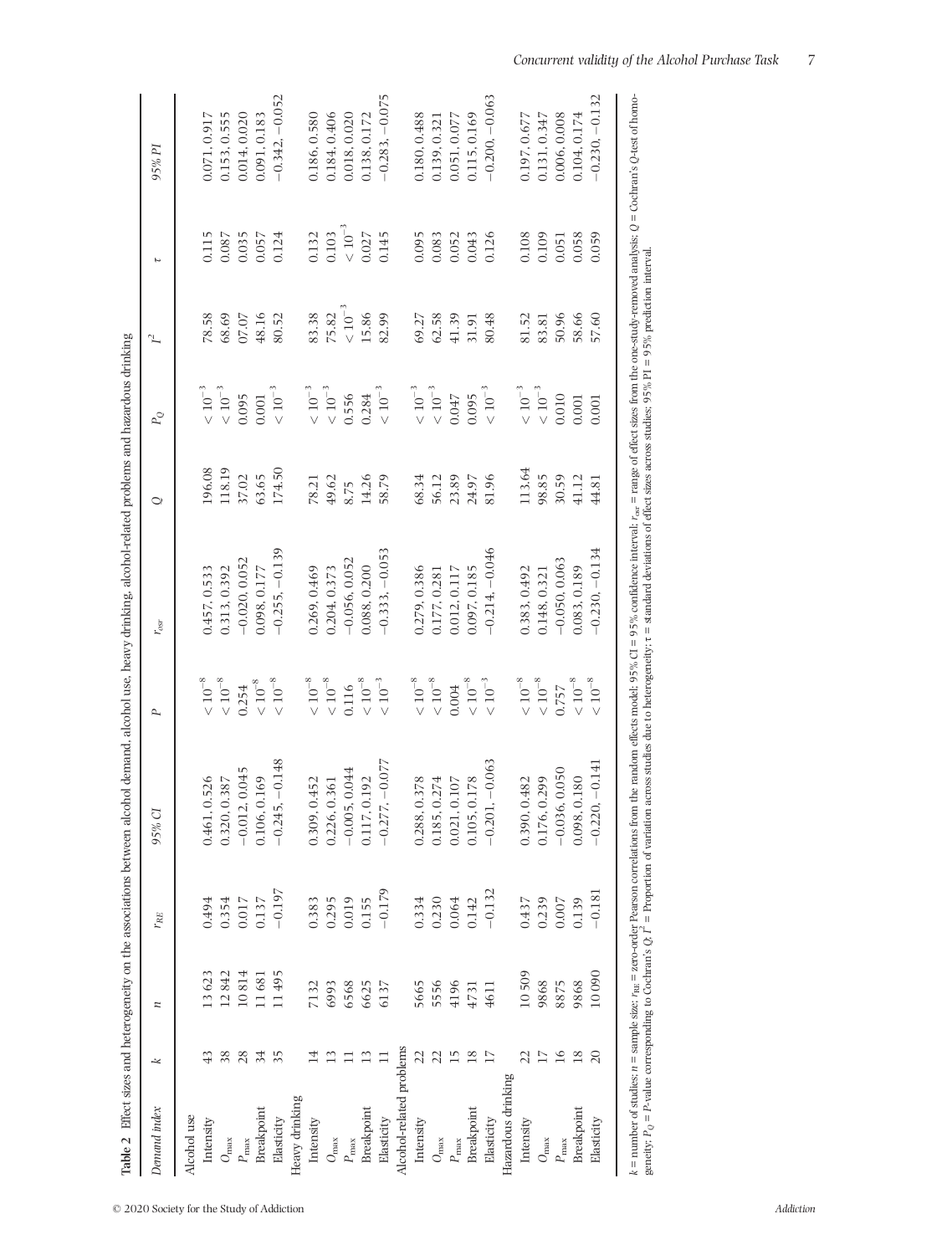**Table 2** Effect sizes and heterogeneity on the associations between alcohol demand, alcohol use, heavy drinking, alcohol-related problems and hazardous drinking

| Demand index | $k$ | $n$ | $r_{RE}$ | 95% CI | $P$ | $r_{osr}$ | $Q$ | $P_Q$ | $I^2$ | $\tau$ | 95% PI |
|---|---|---|---|---|---|---|---|---|---|---|---|
| Alcohol use | | | | | | | | | | | |
| Intensity | 43 | 13 623 | 0.494 | 0.461, 0.526 | $< 10^{-8}$ | 0.457, 0.533 | 196.08 | $< 10^{-3}$ | 78.58 | 0.115 | 0.071, 0.917 |
| $O_{max}$ | 38 | 12 842 | 0.354 | 0.320, 0.387 | $< 10^{-8}$ | 0.313, 0.392 | 118.19 | $< 10^{-3}$ | 68.69 | 0.087 | 0.153, 0.555 |
| $P_{max}$ | 28 | 10 814 | 0.017 | −0.012, 0.045 | 0.254 | −0.020, 0.052 | 37.02 | 0.095 | 07.07 | 0.035 | 0.014, 0.020 |
| Breakpoint | 34 | 11 681 | 0.137 | 0.106, 0.169 | $< 10^{-8}$ | 0.098, 0.177 | 63.65 | 0.001 | 48.16 | 0.057 | 0.091, 0.183 |
| Elasticity | 35 | 11 495 | −0.197 | −0.245, −0.148 | $< 10^{-8}$ | −0.255, −0.139 | 174.50 | $< 10^{-3}$ | 80.52 | 0.124 | −0.342, −0.052 |
| Heavy drinking | | | | | | | | | | | |
| Intensity | 14 | 7132 | 0.383 | 0.309, 0.452 | $< 10^{-8}$ | 0.269, 0.469 | 78.21 | $< 10^{-3}$ | 83.38 | 0.132 | 0.186, 0.580 |
| $O_{max}$ | 13 | 6993 | 0.295 | 0.226, 0.361 | $< 10^{-8}$ | 0.204, 0.373 | 49.62 | $< 10^{-3}$ | 75.82 | 0.103 | 0.184, 0.406 |
| $P_{max}$ | 11 | 6568 | 0.019 | −0.005, 0.044 | 0.116 | −0.056, 0.052 | 8.75 | 0.556 | $< 10^{-3}$ | $< 10^{-3}$ | 0.018, 0.020 |
| Breakpoint | 13 | 6625 | 0.155 | 0.117, 0.192 | $< 10^{-8}$ | 0.088, 0.200 | 14.26 | 0.284 | 15.86 | 0.027 | 0.138, 0.172 |
| Elasticity | 11 | 6137 | −0.179 | −0.277, −0.077 | $< 10^{-3}$ | −0.333, −0.053 | 58.79 | $< 10^{-3}$ | 82.99 | 0.145 | −0.283, −0.075 |
| Alcohol-related problems | | | | | | | | | | | |
| Intensity | 22 | 5665 | 0.334 | 0.288, 0.378 | $< 10^{-8}$ | 0.279, 0.386 | 68.34 | $< 10^{-3}$ | 69.27 | 0.095 | 0.180, 0.488 |
| $O_{max}$ | 22 | 5556 | 0.230 | 0.185, 0.274 | $< 10^{-8}$ | 0.177, 0.281 | 56.12 | $< 10^{-3}$ | 62.58 | 0.083 | 0.139, 0.321 |
| $P_{max}$ | 15 | 4196 | 0.064 | 0.021, 0.107 | 0.004 | 0.012, 0.117 | 23.89 | 0.047 | 41.39 | 0.052 | 0.051, 0.077 |
| Breakpoint | 18 | 4731 | 0.142 | 0.105, 0.178 | $< 10^{-8}$ | 0.097, 0.185 | 24.97 | 0.095 | 31.91 | 0.043 | 0.115, 0.169 |
| Elasticity | 17 | 4611 | −0.132 | −0.201, −0.063 | $< 10^{-3}$ | −0.214, −0.046 | 81.96 | $< 10^{-3}$ | 80.48 | 0.126 | −0.200, −0.063 |
| Hazardous drinking | | | | | | | | | | | |
| Intensity | 22 | 10 509 | 0.437 | 0.390, 0.482 | $< 10^{-8}$ | 0.383, 0.492 | 113.64 | $< 10^{-3}$ | 81.52 | 0.108 | 0.197, 0.677 |
| $O_{max}$ | 17 | 9868 | 0.239 | 0.176, 0.299 | $< 10^{-8}$ | 0.148, 0.321 | 98.85 | $< 10^{-3}$ | 83.81 | 0.109 | 0.131, 0.347 |
| $P_{max}$ | 16 | 8875 | 0.007 | −0.036, 0.050 | 0.757 | −0.050, 0.063 | 30.59 | 0.010 | 50.96 | 0.051 | 0.006, 0.008 |
| Breakpoint | 18 | 9868 | 0.139 | 0.098, 0.180 | $< 10^{-8}$ | 0.083, 0.189 | 41.12 | 0.001 | 58.66 | 0.058 | 0.104, 0.174 |
| Elasticity | 20 | 10 090 | −0.181 | −0.220, −0.141 | $< 10^{-8}$ | −0.230, −0.134 | 44.81 | 0.001 | 57.60 | 0.059 | −0.230, −0.132 |

$k$ = number of studies; $n$ = sample size; $r_{RE}$ = zero-order Pearson correlations from the random effects model; 95% CI = 95% confidence interval; $r_{osr}$ = range of effect sizes from the one-study-removed analysis; $Q$ = Cochran's $Q$-test of homogeneity; $P_Q$ = $P$-value corresponding to Cochran's $Q$; $I^2$ = Proportion of variation across studies due to heterogeneity; $\tau$ = standard deviations of effect sizes across studies; 95% PI = 95% prediction interval.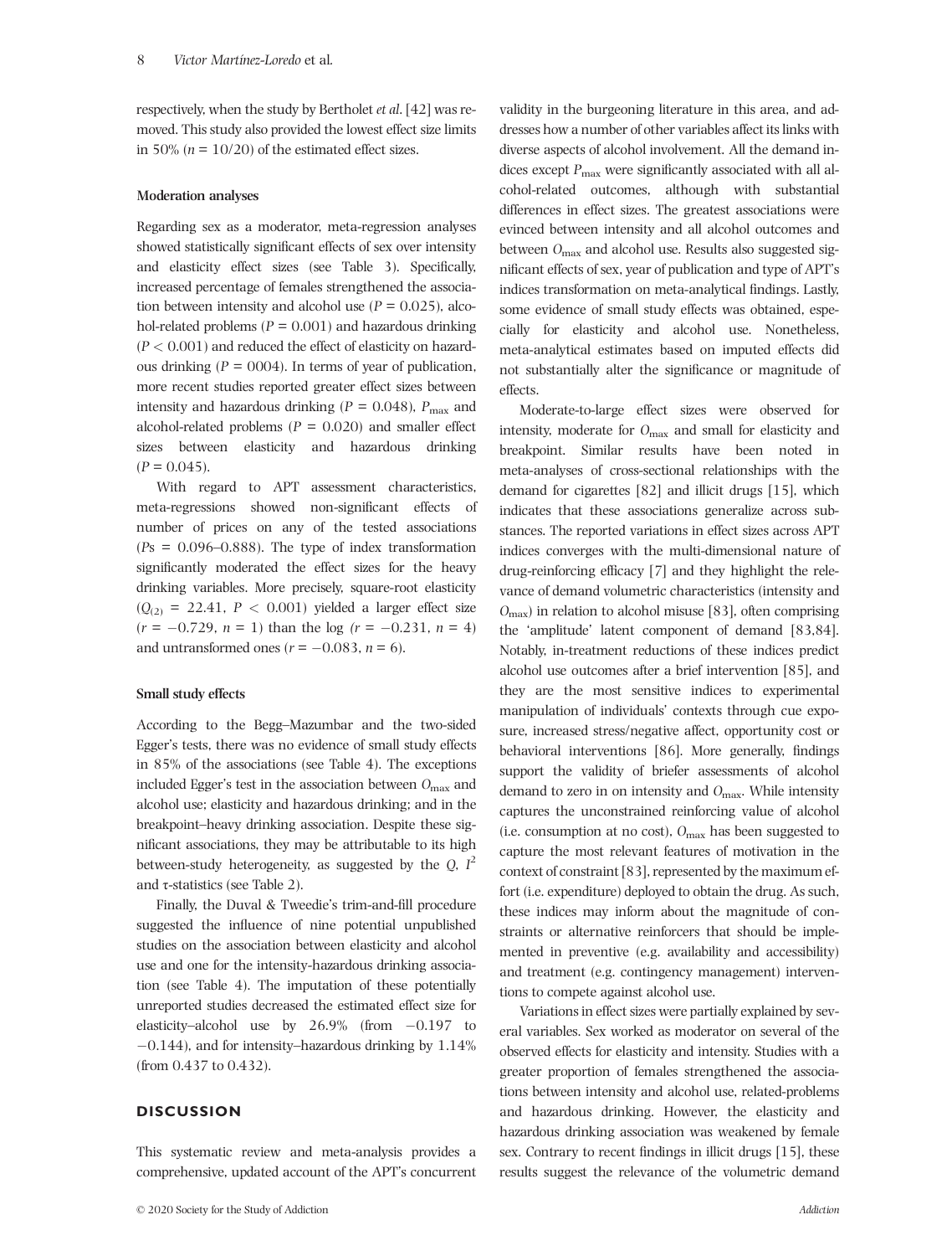respectively, when the study by Bertholet *et al*. [42] was removed. This study also provided the lowest effect size limits in 50% ($n$ = 10/20) of the estimated effect sizes.

### Moderation analyses

Regarding sex as a moderator, meta-regression analyses showed statistically significant effects of sex over intensity and elasticity effect sizes (see Table 3). Specifically, increased percentage of females strengthened the association between intensity and alcohol use ($P = 0.025$), alcohol-related problems ($P = 0.001$) and hazardous drinking ($P < 0.001$) and reduced the effect of elasticity on hazardous drinking ($P$ = 0004). In terms of year of publication, more recent studies reported greater effect sizes between intensity and hazardous drinking ($P = 0.048$), $P_{max}$ and alcohol-related problems ($P = 0.020$) and smaller effect sizes between elasticity and hazardous drinking ($P = 0.045$).

With regard to APT assessment characteristics, meta-regressions showed non-significant effects of number of prices on any of the tested associations ($P$s = 0.096–0.888). The type of index transformation significantly moderated the effect sizes for the heavy drinking variables. More precisely, square-root elasticity ($Q_{(2)} = 22.41$, $P < 0.001$) yielded a larger effect size ($r = -0.729$, $n = 1$) than the log ($r = -0.231$, $n = 4$) and untransformed ones ($r = -0.083$, $n = 6$).

### Small study effects

According to the Begg–Mazumbar and the two-sided Egger's tests, there was no evidence of small study effects in 85% of the associations (see Table 4). The exceptions included Egger's test in the association between $O_{max}$ and alcohol use; elasticity and hazardous drinking; and in the breakpoint–heavy drinking association. Despite these significant associations, they may be attributable to its high between-study heterogeneity, as suggested by the $Q$, $I^2$ and τ-statistics (see Table 2).

Finally, the Duval & Tweedie's trim-and-fill procedure suggested the influence of nine potential unpublished studies on the association between elasticity and alcohol use and one for the intensity-hazardous drinking association (see Table 4). The imputation of these potentially unreported studies decreased the estimated effect size for elasticity–alcohol use by 26.9% (from −0.197 to −0.144), and for intensity–hazardous drinking by 1.14% (from 0.437 to 0.432).

## DISCUSSION

This systematic review and meta-analysis provides a comprehensive, updated account of the APT's concurrent validity in the burgeoning literature in this area, and addresses how a number of other variables affect its links with diverse aspects of alcohol involvement. All the demand indices except $P_{max}$ were significantly associated with all alcohol-related outcomes, although with substantial differences in effect sizes. The greatest associations were evinced between intensity and all alcohol outcomes and between $O_{max}$ and alcohol use. Results also suggested significant effects of sex, year of publication and type of APT's indices transformation on meta-analytical findings. Lastly, some evidence of small study effects was obtained, especially for elasticity and alcohol use. Nonetheless, meta-analytical estimates based on imputed effects did not substantially alter the significance or magnitude of effects.

Moderate-to-large effect sizes were observed for intensity, moderate for $O_{max}$ and small for elasticity and breakpoint. Similar results have been noted in meta-analyses of cross-sectional relationships with the demand for cigarettes [82] and illicit drugs [15], which indicates that these associations generalize across substances. The reported variations in effect sizes across APT indices converges with the multi-dimensional nature of drug-reinforcing efficacy [7] and they highlight the relevance of demand volumetric characteristics (intensity and $O_{max}$) in relation to alcohol misuse [83], often comprising the 'amplitude' latent component of demand [83,84]. Notably, in-treatment reductions of these indices predict alcohol use outcomes after a brief intervention [85], and they are the most sensitive indices to experimental manipulation of individuals' contexts through cue exposure, increased stress/negative affect, opportunity cost or behavioral interventions [86]. More generally, findings support the validity of briefer assessments of alcohol demand to zero in on intensity and $O_{max}$. While intensity captures the unconstrained reinforcing value of alcohol (i.e. consumption at no cost), $O_{max}$ has been suggested to capture the most relevant features of motivation in the context of constraint [83], represented by the maximum effort (i.e. expenditure) deployed to obtain the drug. As such, these indices may inform about the magnitude of constraints or alternative reinforcers that should be implemented in preventive (e.g. availability and accessibility) and treatment (e.g. contingency management) interventions to compete against alcohol use.

Variations in effect sizes were partially explained by several variables. Sex worked as moderator on several of the observed effects for elasticity and intensity. Studies with a greater proportion of females strengthened the associations between intensity and alcohol use, related-problems and hazardous drinking. However, the elasticity and hazardous drinking association was weakened by female sex. Contrary to recent findings in illicit drugs [15], these results suggest the relevance of the volumetric demand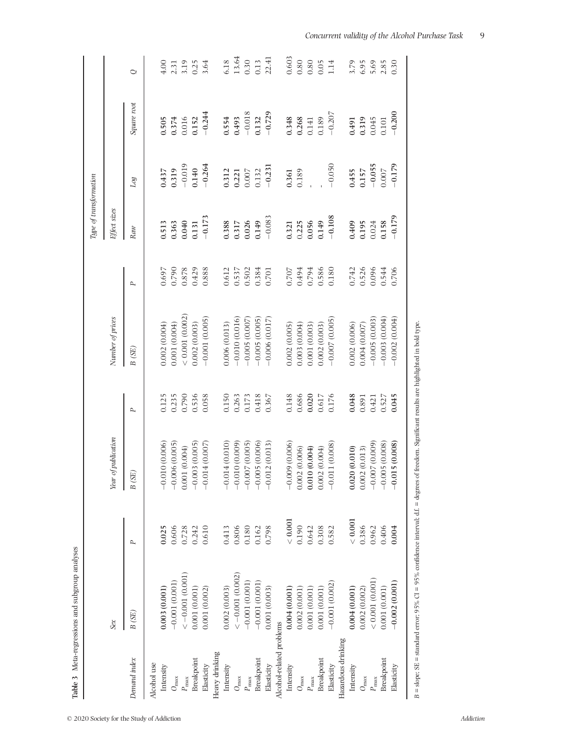**Table 3** Meta-regressions and subgroup analyses

| Demand index | Sex | | Year of publication | | Number of prices | | Type of transformation | | | |
|---|---|---|---|---|---|---|---|---|---|---|
| | | | | | | | Effect sizes | | | |
| | *B (SE)* | *P* | *B (SE)* | *P* | *B (SE)* | *P* | *Raw* | *Log* | *Square root* | *Q* |
| Alcohol use | | | | | | | | | | |
| Intensity | **0.003 (0.001)** | **0.025** | −0.010 (0.006) | 0.125 | 0.002 (0.004) | 0.697 | **0.513** | **0.437** | **0.505** | 4.00 |
| $O_{max}$ | −0.001 (0.001) | 0.606 | −0.006 (0.005) | 0.235 | 0.001 (0.004) | 0.790 | **0.363** | **0.319** | **0.374** | 2.31 |
| $P_{max}$ | < −0.001 (0.001) | 0.728 | 0.001 (0.004) | 0.790 | < 0.001 (0.002) | 0.878 | **0.040** | −0.019 | 0.016 | 3.19 |
| Breakpoint | 0.001 (0.001) | 0.242 | −0.003 (0.005) | 0.536 | 0.002 (0.003) | 0.429 | **0.131** | **0.140** | **0.152** | 0.25 |
| Elasticity | 0.001 (0.002) | 0.610 | −0.014 (0.007) | 0.058 | −0.001 (0.005) | 0.888 | **−0.173** | **−0.264** | **−0.244** | 3.64 |
| Heavy drinking | | | | | | | | | | |
| Intensity | 0.002 (0.003) | 0.413 | −0.014 (0.010) | 0.150 | 0.006 (0.013) | 0.612 | **0.388** | **0.312** | **0.554** | 6.18 |
| $O_{max}$ | < −0.001 (0.002) | 0.806 | −0.010 (0.009) | 0.263 | −0.010 (0.016) | 0.537 | **0.317** | **0.221** | **0.493** | 13.64 |
| $P_{max}$ | −0.001 (0.001) | 0.180 | −0.007 (0.005) | 0.173 | −0.005 (0.007) | 0.502 | **0.026** | 0.007 | −0.018 | 0.30 |
| Breakpoint | −0.001 (0.001) | 0.162 | −0.005 (0.006) | 0.418 | −0.005 (0.005) | 0.384 | **0.149** | 0.132 | **0.132** | 0.13 |
| Elasticity | 0.001 (0.003) | 0.798 | −0.012 (0.013) | 0.367 | −0.006 (0.017) | 0.701 | −0.083 | **−0.231** | **−0.729** | 22.41 |
| Alcohol-related problems | | | | | | | | | | |
| Intensity | **0.004 (0.001)** | **< 0.001** | −0.009 (0.006) | 0.148 | 0.002 (0.005) | 0.707 | **0.321** | **0.361** | **0.348** | 0.603 |
| $O_{max}$ | 0.002 (0.001) | 0.190 | 0.002 (0.006) | 0.686 | 0.003 (0.004) | 0.494 | **0.225** | 0.189 | **0.268** | 0.80 |
| $P_{max}$ | 0.001 (0.001) | 0.642 | **0.010 (0.004)** | **0.020** | 0.001 (0.003) | 0.794 | **0.056** | - | 0.141 | 0.80 |
| Breakpoint | 0.001 (0.001) | 0.308 | 0.002 (0.004) | 0.617 | 0.002 (0.003) | 0.586 | **0.149** | - | 0.189 | 0.05 |
| Elasticity | −0.001 (0.002) | 0.582 | −0.011 (0.008) | 0.176 | −0.007 (0.005) | 0.180 | **−0.108** | −0.050 | −0.207 | 1.14 |
| Hazardous drinking | | | | | | | | | | |
| Intensity | **0.004 (0.001)** | **< 0.001** | **0.020 (0.010)** | **0.048** | 0.002 (0.006) | 0.742 | **0.409** | **0.455** | **0.491** | 3.79 |
| $O_{max}$ | 0.002 (0.002) | 0.386 | 0.002 (0.013) | 0.891 | 0.004 (0.007) | 0.526 | **0.195** | **0.157** | **0.319** | 6.95 |
| $P_{max}$ | < 0.001 (0.001) | 0.962 | −0.007 (0.009) | 0.421 | −0.005 (0.003) | 0.096 | 0.024 | **−0.055** | 0.045 | 5.69 |
| Breakpoint | 0.001 (0.001) | 0.406 | −0.005 (0.008) | 0.527 | −0.003 (0.004) | 0.544 | **0.158** | 0.007 | 0.101 | 2.85 |
| Elasticity | **−0.002 (0.001)** | **0.004** | **−0.015 (0.008)** | **0.045** | −0.002 (0.004) | 0.706 | **−0.179** | **−0.179** | **−0.200** | 0.30 |

*B* = slope; SE = standard error; 95% CI = 95% confidence interval; d.f. = degrees of freedom. Significant results are highlighted in bold type.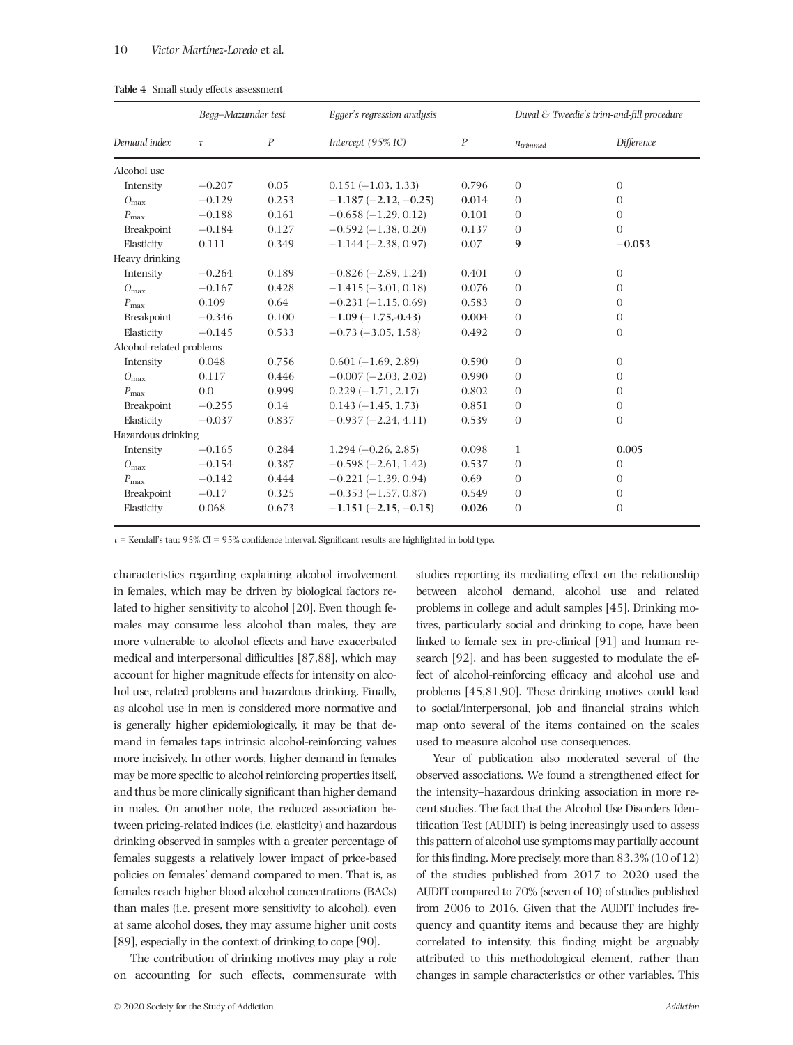**Table 4** Small study effects assessment

| Demand index | Begg–Mazumdar test | | Egger's regression analysis | | Duval & Tweedie's trim-and-fill procedure | |
|---|---|---|---|---|---|---|
| | $\tau$ | $P$ | Intercept (95% IC) | $P$ | $n_{trimmed}$ | Difference |
| Alcohol use | | | | | | |
| Intensity | −0.207 | 0.05 | 0.151 (−1.03, 1.33) | 0.796 | 0 | 0 |
| $O_{\max}$ | −0.129 | 0.253 | **−1.187 (−2.12, −0.25)** | **0.014** | 0 | 0 |
| $P_{\max}$ | −0.188 | 0.161 | −0.658 (−1.29, 0.12) | 0.101 | 0 | 0 |
| Breakpoint | −0.184 | 0.127 | −0.592 (−1.38, 0.20) | 0.137 | 0 | 0 |
| Elasticity | 0.111 | 0.349 | −1.144 (−2.38, 0.97) | 0.07 | **9** | **−0.053** |
| Heavy drinking | | | | | | |
| Intensity | −0.264 | 0.189 | −0.826 (−2.89, 1.24) | 0.401 | 0 | 0 |
| $O_{\max}$ | −0.167 | 0.428 | −1.415 (−3.01, 0.18) | 0.076 | 0 | 0 |
| $P_{\max}$ | 0.109 | 0.64 | −0.231 (−1.15, 0.69) | 0.583 | 0 | 0 |
| Breakpoint | −0.346 | 0.100 | **−1.09 (−1.75,-0.43)** | **0.004** | 0 | 0 |
| Elasticity | −0.145 | 0.533 | −0.73 (−3.05, 1.58) | 0.492 | 0 | 0 |
| Alcohol-related problems | | | | | | |
| Intensity | 0.048 | 0.756 | 0.601 (−1.69, 2.89) | 0.590 | 0 | 0 |
| $O_{\max}$ | 0.117 | 0.446 | −0.007 (−2.03, 2.02) | 0.990 | 0 | 0 |
| $P_{\max}$ | 0.0 | 0.999 | 0.229 (−1.71, 2.17) | 0.802 | 0 | 0 |
| Breakpoint | −0.255 | 0.14 | 0.143 (−1.45, 1.73) | 0.851 | 0 | 0 |
| Elasticity | −0.037 | 0.837 | −0.937 (−2.24, 4.11) | 0.539 | 0 | 0 |
| Hazardous drinking | | | | | | |
| Intensity | −0.165 | 0.284 | 1.294 (−0.26, 2.85) | 0.098 | **1** | **0.005** |
| $O_{\max}$ | −0.154 | 0.387 | −0.598 (−2.61, 1.42) | 0.537 | 0 | 0 |
| $P_{\max}$ | −0.142 | 0.444 | −0.221 (−1.39, 0.94) | 0.69 | 0 | 0 |
| Breakpoint | −0.17 | 0.325 | −0.353 (−1.57, 0.87) | 0.549 | 0 | 0 |
| Elasticity | 0.068 | 0.673 | **−1.151 (−2.15, −0.15)** | **0.026** | 0 | 0 |

$\tau$ = Kendall's tau; 95% CI = 95% confidence interval. Significant results are highlighted in bold type.

characteristics regarding explaining alcohol involvement in females, which may be driven by biological factors related to higher sensitivity to alcohol [20]. Even though females may consume less alcohol than males, they are more vulnerable to alcohol effects and have exacerbated medical and interpersonal difficulties [87,88], which may account for higher magnitude effects for intensity on alcohol use, related problems and hazardous drinking. Finally, as alcohol use in men is considered more normative and is generally higher epidemiologically, it may be that demand in females taps intrinsic alcohol-reinforcing values more incisively. In other words, higher demand in females may be more specific to alcohol reinforcing properties itself, and thus be more clinically significant than higher demand in males. On another note, the reduced association between pricing-related indices (i.e. elasticity) and hazardous drinking observed in samples with a greater percentage of females suggests a relatively lower impact of price-based policies on females' demand compared to men. That is, as females reach higher blood alcohol concentrations (BACs) than males (i.e. present more sensitivity to alcohol), even at same alcohol doses, they may assume higher unit costs [89], especially in the context of drinking to cope [90].

The contribution of drinking motives may play a role on accounting for such effects, commensurate with studies reporting its mediating effect on the relationship between alcohol demand, alcohol use and related problems in college and adult samples [45]. Drinking motives, particularly social and drinking to cope, have been linked to female sex in pre-clinical [91] and human research [92], and has been suggested to modulate the effect of alcohol-reinforcing efficacy and alcohol use and problems [45,81,90]. These drinking motives could lead to social/interpersonal, job and financial strains which map onto several of the items contained on the scales used to measure alcohol use consequences.

Year of publication also moderated several of the observed associations. We found a strengthened effect for the intensity–hazardous drinking association in more recent studies. The fact that the Alcohol Use Disorders Identification Test (AUDIT) is being increasingly used to assess this pattern of alcohol use symptoms may partially account for this finding. More precisely, more than 83.3% (10 of 12) of the studies published from 2017 to 2020 used the AUDIT compared to 70% (seven of 10) of studies published from 2006 to 2016. Given that the AUDIT includes frequency and quantity items and because they are highly correlated to intensity, this finding might be arguably attributed to this methodological element, rather than changes in sample characteristics or other variables. This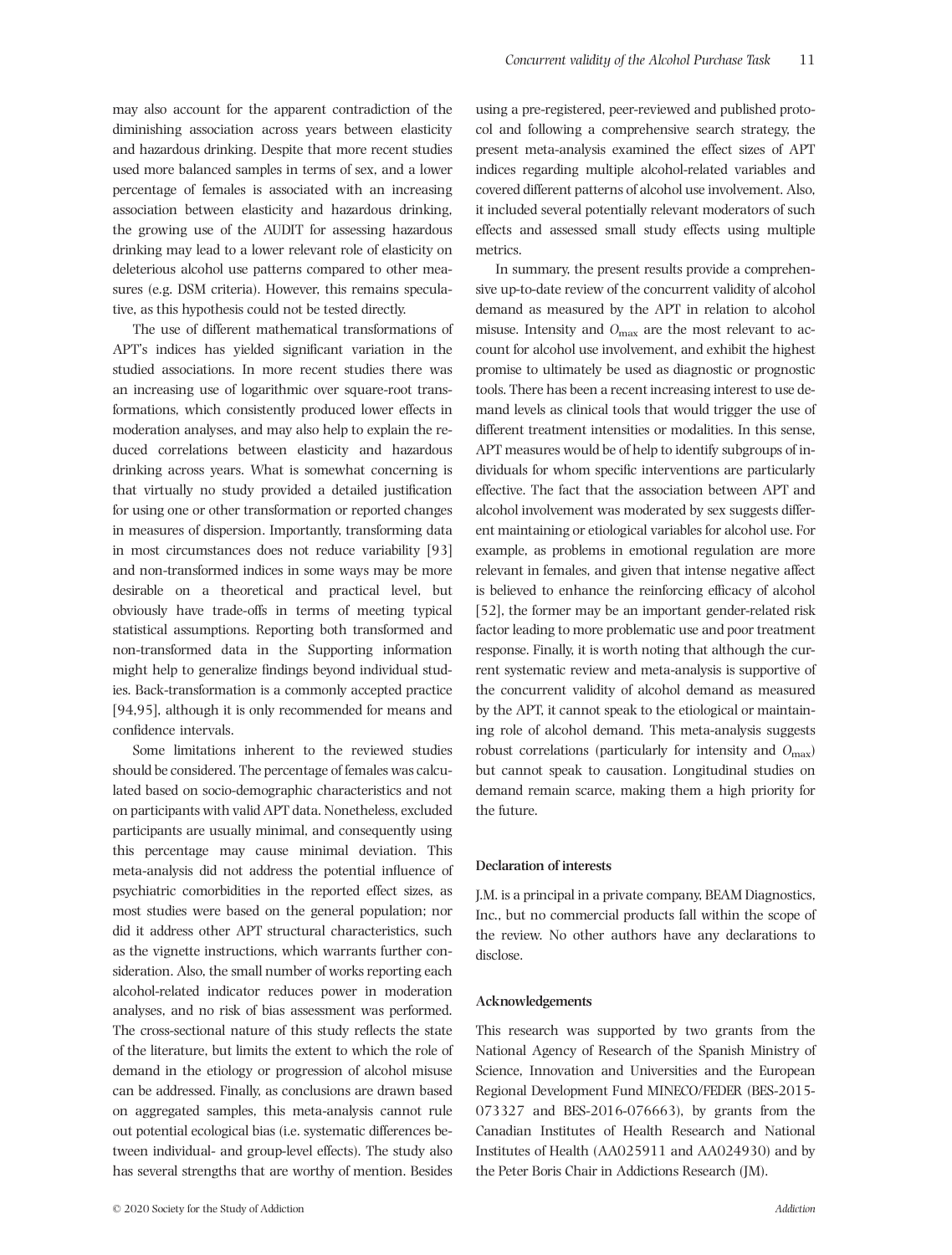may also account for the apparent contradiction of the diminishing association across years between elasticity and hazardous drinking. Despite that more recent studies used more balanced samples in terms of sex, and a lower percentage of females is associated with an increasing association between elasticity and hazardous drinking, the growing use of the AUDIT for assessing hazardous drinking may lead to a lower relevant role of elasticity on deleterious alcohol use patterns compared to other measures (e.g. DSM criteria). However, this remains speculative, as this hypothesis could not be tested directly.

The use of different mathematical transformations of APT's indices has yielded significant variation in the studied associations. In more recent studies there was an increasing use of logarithmic over square-root transformations, which consistently produced lower effects in moderation analyses, and may also help to explain the reduced correlations between elasticity and hazardous drinking across years. What is somewhat concerning is that virtually no study provided a detailed justification for using one or other transformation or reported changes in measures of dispersion. Importantly, transforming data in most circumstances does not reduce variability [93] and non-transformed indices in some ways may be more desirable on a theoretical and practical level, but obviously have trade-offs in terms of meeting typical statistical assumptions. Reporting both transformed and non-transformed data in the Supporting information might help to generalize findings beyond individual studies. Back-transformation is a commonly accepted practice [94,95], although it is only recommended for means and confidence intervals.

Some limitations inherent to the reviewed studies should be considered. The percentage of females was calculated based on socio-demographic characteristics and not on participants with valid APT data. Nonetheless, excluded participants are usually minimal, and consequently using this percentage may cause minimal deviation. This meta-analysis did not address the potential influence of psychiatric comorbidities in the reported effect sizes, as most studies were based on the general population; nor did it address other APT structural characteristics, such as the vignette instructions, which warrants further consideration. Also, the small number of works reporting each alcohol-related indicator reduces power in moderation analyses, and no risk of bias assessment was performed. The cross-sectional nature of this study reflects the state of the literature, but limits the extent to which the role of demand in the etiology or progression of alcohol misuse can be addressed. Finally, as conclusions are drawn based on aggregated samples, this meta-analysis cannot rule out potential ecological bias (i.e. systematic differences between individual- and group-level effects). The study also has several strengths that are worthy of mention. Besides using a pre-registered, peer-reviewed and published protocol and following a comprehensive search strategy, the present meta-analysis examined the effect sizes of APT indices regarding multiple alcohol-related variables and covered different patterns of alcohol use involvement. Also, it included several potentially relevant moderators of such effects and assessed small study effects using multiple metrics.

In summary, the present results provide a comprehensive up-to-date review of the concurrent validity of alcohol demand as measured by the APT in relation to alcohol misuse. Intensity and $O_{\max}$ are the most relevant to account for alcohol use involvement, and exhibit the highest promise to ultimately be used as diagnostic or prognostic tools. There has been a recent increasing interest to use demand levels as clinical tools that would trigger the use of different treatment intensities or modalities. In this sense, APT measures would be of help to identify subgroups of individuals for whom specific interventions are particularly effective. The fact that the association between APT and alcohol involvement was moderated by sex suggests different maintaining or etiological variables for alcohol use. For example, as problems in emotional regulation are more relevant in females, and given that intense negative affect is believed to enhance the reinforcing efficacy of alcohol [52], the former may be an important gender-related risk factor leading to more problematic use and poor treatment response. Finally, it is worth noting that although the current systematic review and meta-analysis is supportive of the concurrent validity of alcohol demand as measured by the APT, it cannot speak to the etiological or maintaining role of alcohol demand. This meta-analysis suggests robust correlations (particularly for intensity and $O_{\max}$) but cannot speak to causation. Longitudinal studies on demand remain scarce, making them a high priority for the future.

### Declaration of interests

J.M. is a principal in a private company, BEAM Diagnostics, Inc., but no commercial products fall within the scope of the review. No other authors have any declarations to disclose.

### Acknowledgements

This research was supported by two grants from the National Agency of Research of the Spanish Ministry of Science, Innovation and Universities and the European Regional Development Fund MINECO/FEDER (BES-2015-073327 and BES-2016-076663), by grants from the Canadian Institutes of Health Research and National Institutes of Health (AA025911 and AA024930) and by the Peter Boris Chair in Addictions Research (JM).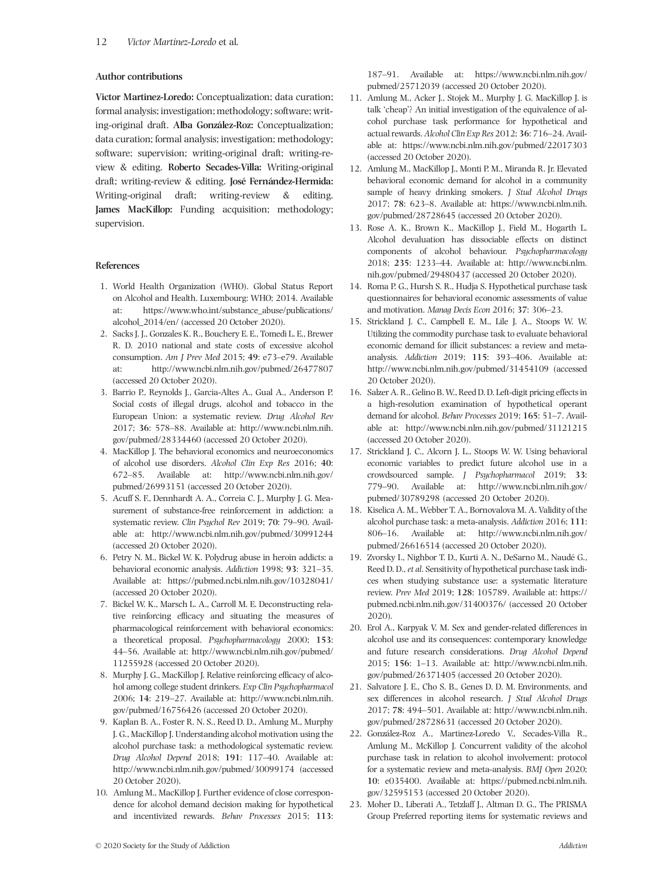### Author contributions

**Victor Martinez-Loredo:** Conceptualization; data curation; formal analysis; investigation; methodology; software; writing-original draft. **Alba González-Roz:** Conceptualization; data curation; formal analysis; investigation; methodology; software; supervision; writing-original draft; writing-review & editing. **Roberto Secades-Villa:** Writing-original draft; writing-review & editing. **José Fernández-Hermida:** Writing-original draft; writing-review & editing. **James MacKillop:** Funding acquisition; methodology; supervision.

### References

1. World Health Organization (WHO). Global Status Report on Alcohol and Health. Luxembourg: WHO; 2014. Available at: https://www.who.int/substance_abuse/publications/alcohol_2014/en/ (accessed 20 October 2020).
2. Sacks J. J., Gonzales K. R., Bouchery E. E., Tomedi L. E., Brewer R. D. 2010 national and state costs of excessive alcohol consumption. *Am J Prev Med* 2015; **49**: e73–e79. Available at: http://www.ncbi.nlm.nih.gov/pubmed/26477807 (accessed 20 October 2020).
3. Barrio P., Reynolds J., Garcia-Altes A., Gual A., Anderson P. Social costs of illegal drugs, alcohol and tobacco in the European Union: a systematic review. *Drug Alcohol Rev* 2017; **36**: 578–88. Available at: http://www.ncbi.nlm.nih.gov/pubmed/28334460 (accessed 20 October 2020).
4. MacKillop J. The behavioral economics and neuroeconomics of alcohol use disorders. *Alcohol Clin Exp Res* 2016; **40**: 672–85. Available at: http://www.ncbi.nlm.nih.gov/pubmed/26993151 (accessed 20 October 2020).
5. Acuff S. F., Dennhardt A. A., Correia C. J., Murphy J. G. Measurement of substance-free reinforcement in addiction: a systematic review. *Clin Psychol Rev* 2019; **70**: 79–90. Available at: http://www.ncbi.nlm.nih.gov/pubmed/30991244 (accessed 20 October 2020).
6. Petry N. M., Bickel W. K. Polydrug abuse in heroin addicts: a behavioral economic analysis. *Addiction* 1998; **93**: 321–35. Available at: https://pubmed.ncbi.nlm.nih.gov/10328041/ (accessed 20 October 2020).
7. Bickel W. K., Marsch L. A., Carroll M. E. Deconstructing relative reinforcing efficacy and situating the measures of pharmacological reinforcement with behavioral economics: a theoretical proposal. *Psychopharmacology* 2000; **153**: 44–56. Available at: http://www.ncbi.nlm.nih.gov/pubmed/11255928 (accessed 20 October 2020).
8. Murphy J. G., MacKillop J. Relative reinforcing efficacy of alcohol among college student drinkers. *Exp Clin Psychopharmacol* 2006; **14**: 219–27. Available at: http://www.ncbi.nlm.nih.gov/pubmed/16756426 (accessed 20 October 2020).
9. Kaplan B. A., Foster R. N. S., Reed D. D., Amlung M., Murphy J. G., MacKillop J. Understanding alcohol motivation using the alcohol purchase task: a methodological systematic review. *Drug Alcohol Depend* 2018; **191**: 117–40. Available at: http://www.ncbi.nlm.nih.gov/pubmed/30099174 (accessed 20 October 2020).
10. Amlung M., MacKillop J. Further evidence of close correspondence for alcohol demand decision making for hypothetical and incentivized rewards. *Behav Processes* 2015; **113**: 187–91. Available at: https://www.ncbi.nlm.nih.gov/pubmed/25712039 (accessed 20 October 2020).
11. Amlung M., Acker J., Stojek M., Murphy J. G. MacKillop J. is talk 'cheap'? An initial investigation of the equivalence of alcohol purchase task performance for hypothetical and actual rewards. *Alcohol Clin Exp Res* 2012; **36**: 716–24. Available at: https://www.ncbi.nlm.nih.gov/pubmed/22017303 (accessed 20 October 2020).
12. Amlung M., MacKillop J., Monti P. M., Miranda R. Jr. Elevated behavioral economic demand for alcohol in a community sample of heavy drinking smokers. *J Stud Alcohol Drugs* 2017; **78**: 623–8. Available at: https://www.ncbi.nlm.nih.gov/pubmed/28728645 (accessed 20 October 2020).
13. Rose A. K., Brown K., MacKillop J., Field M., Hogarth L. Alcohol devaluation has dissociable effects on distinct components of alcohol behaviour. *Psychopharmacology* 2018; **235**: 1233–44. Available at: http://www.ncbi.nlm.nih.gov/pubmed/29480437 (accessed 20 October 2020).
14. Roma P. G., Hursh S. R., Hudja S. Hypothetical purchase task questionnaires for behavioral economic assessments of value and motivation. *Manag Decis Econ* 2016; **37**: 306–23.
15. Strickland J. C., Campbell E. M., Lile J. A., Stoops W. W. Utilizing the commodity purchase task to evaluate behavioral economic demand for illicit substances: a review and meta-analysis. *Addiction* 2019; **115**: 393–406. Available at: http://www.ncbi.nlm.nih.gov/pubmed/31454109 (accessed 20 October 2020).
16. Salzer A. R., Gelino B. W., Reed D. D. Left-digit pricing effects in a high-resolution examination of hypothetical operant demand for alcohol. *Behav Processes* 2019; **165**: 51–7. Available at: http://www.ncbi.nlm.nih.gov/pubmed/31121215 (accessed 20 October 2020).
17. Strickland J. C., Alcorn J. L., Stoops W. W. Using behavioral economic variables to predict future alcohol use in a crowdsourced sample. *J Psychopharmacol* 2019; **33**: 779–90. Available at: http://www.ncbi.nlm.nih.gov/pubmed/30789298 (accessed 20 October 2020).
18. Kiselica A. M., Webber T. A., Bornovalova M. A. Validity of the alcohol purchase task: a meta-analysis. *Addiction* 2016; **111**: 806–16. Available at: http://www.ncbi.nlm.nih.gov/pubmed/26616514 (accessed 20 October 2020).
19. Zvorsky I., Nighbor T. D., Kurti A. N., DeSarno M., Naudé G., Reed D. D., *et al.* Sensitivity of hypothetical purchase task indices when studying substance use: a systematic literature review. *Prev Med* 2019; **128**: 105789. Available at: https://pubmed.ncbi.nlm.nih.gov/31400376/ (accessed 20 October 2020).
20. Erol A., Karpyak V. M. Sex and gender-related differences in alcohol use and its consequences: contemporary knowledge and future research considerations. *Drug Alcohol Depend* 2015; **156**: 1–13. Available at: http://www.ncbi.nlm.nih.gov/pubmed/26371405 (accessed 20 October 2020).
21. Salvatore J. E., Cho S. B., Genes D. D. M. Environments, and sex differences in alcohol research. *J Stud Alcohol Drugs* 2017; **78**: 494–501. Available at: http://www.ncbi.nlm.nih.gov/pubmed/28728631 (accessed 20 October 2020).
22. González-Roz A., Martinez-Loredo V., Secades-Villa R., Amlung M., McKillop J. Concurrent validity of the alcohol purchase task in relation to alcohol involvement: protocol for a systematic review and meta-analysis. *BMJ Open* 2020; **10**: e035400. Available at: https://pubmed.ncbi.nlm.nih.gov/32595153 (accessed 20 October 2020).
23. Moher D., Liberati A., Tetzlaff J., Altman D. G., The PRISMA Group Preferred reporting items for systematic reviews and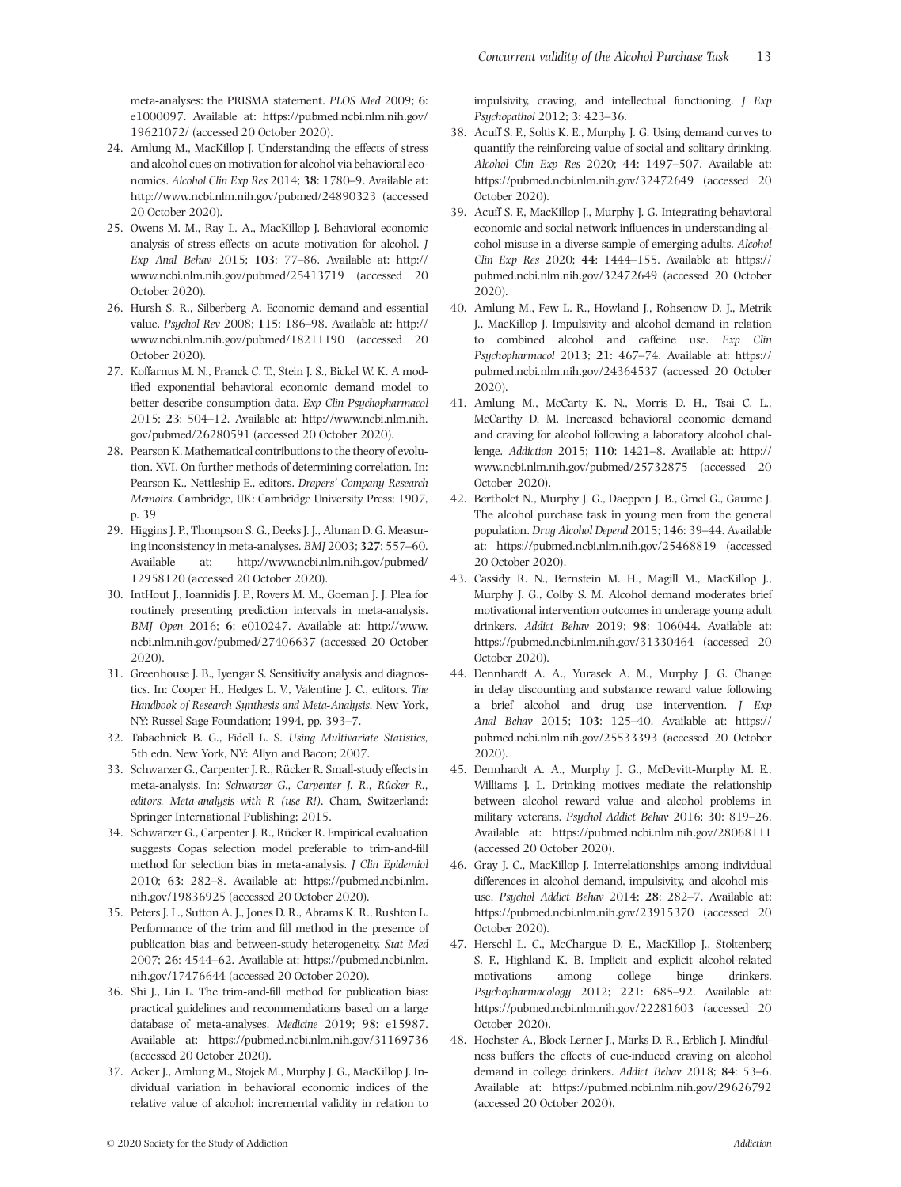meta-analyses: the PRISMA statement. *PLOS Med* 2009; **6**: e1000097. Available at: https://pubmed.ncbi.nlm.nih.gov/19621072/ (accessed 20 October 2020).

24. Amlung M., MacKillop J. Understanding the effects of stress and alcohol cues on motivation for alcohol via behavioral economics. *Alcohol Clin Exp Res* 2014; **38**: 1780–9. Available at: http://www.ncbi.nlm.nih.gov/pubmed/24890323 (accessed 20 October 2020).
25. Owens M. M., Ray L. A., MacKillop J. Behavioral economic analysis of stress effects on acute motivation for alcohol. *J Exp Anal Behav* 2015; **103**: 77–86. Available at: http://www.ncbi.nlm.nih.gov/pubmed/25413719 (accessed 20 October 2020).
26. Hursh S. R., Silberberg A. Economic demand and essential value. *Psychol Rev* 2008; **115**: 186–98. Available at: http://www.ncbi.nlm.nih.gov/pubmed/18211190 (accessed 20 October 2020).
27. Koffarnus M. N., Franck C. T., Stein J. S., Bickel W. K. A modified exponential behavioral economic demand model to better describe consumption data. *Exp Clin Psychopharmacol* 2015; **23**: 504–12. Available at: http://www.ncbi.nlm.nih.gov/pubmed/26280591 (accessed 20 October 2020).
28. Pearson K. Mathematical contributions to the theory of evolution. XVI. On further methods of determining correlation. In: Pearson K., Nettleship E., editors. *Drapers' Company Research Memoirs*. Cambridge, UK: Cambridge University Press; 1907, p. 39
29. Higgins J. P., Thompson S. G., Deeks J. J., Altman D. G. Measuring inconsistency in meta-analyses. *BMJ* 2003; **327**: 557–60. Available at: http://www.ncbi.nlm.nih.gov/pubmed/12958120 (accessed 20 October 2020).
30. IntHout J., Ioannidis J. P., Rovers M. M., Goeman J. J. Plea for routinely presenting prediction intervals in meta-analysis. *BMJ Open* 2016; **6**: e010247. Available at: http://www.ncbi.nlm.nih.gov/pubmed/27406637 (accessed 20 October 2020).
31. Greenhouse J. B., Iyengar S. Sensitivity analysis and diagnostics. In: Cooper H., Hedges L. V., Valentine J. C., editors. *The Handbook of Research Synthesis and Meta-Analysis*. New York, NY: Russel Sage Foundation; 1994, pp. 393–7.
32. Tabachnick B. G., Fidell L. S. *Using Multivariate Statistics*, 5th edn. New York, NY: Allyn and Bacon; 2007.
33. Schwarzer G., Carpenter J. R., Rücker R. Small-study effects in meta-analysis. In: *Schwarzer G., Carpenter J. R., Rücker R., editors. Meta-analysis with R (use R!)*. Cham, Switzerland: Springer International Publishing; 2015.
34. Schwarzer G., Carpenter J. R., Rücker R. Empirical evaluation suggests Copas selection model preferable to trim-and-fill method for selection bias in meta-analysis. *J Clin Epidemiol* 2010; **63**: 282–8. Available at: https://pubmed.ncbi.nlm.nih.gov/19836925 (accessed 20 October 2020).
35. Peters J. L., Sutton A. J., Jones D. R., Abrams K. R., Rushton L. Performance of the trim and fill method in the presence of publication bias and between-study heterogeneity. *Stat Med* 2007; **26**: 4544–62. Available at: https://pubmed.ncbi.nlm.nih.gov/17476644 (accessed 20 October 2020).
36. Shi J., Lin L. The trim-and-fill method for publication bias: practical guidelines and recommendations based on a large database of meta-analyses. *Medicine* 2019; **98**: e15987. Available at: https://pubmed.ncbi.nlm.nih.gov/31169736 (accessed 20 October 2020).
37. Acker J., Amlung M., Stojek M., Murphy J. G., MacKillop J. Individual variation in behavioral economic indices of the relative value of alcohol: incremental validity in relation to impulsivity, craving, and intellectual functioning. *J Exp Psychopathol* 2012; **3**: 423–36.
38. Acuff S. F., Soltis K. E., Murphy J. G. Using demand curves to quantify the reinforcing value of social and solitary drinking. *Alcohol Clin Exp Res* 2020; **44**: 1497–507. Available at: https://pubmed.ncbi.nlm.nih.gov/32472649 (accessed 20 October 2020).
39. Acuff S. F., MacKillop J., Murphy J. G. Integrating behavioral economic and social network influences in understanding alcohol misuse in a diverse sample of emerging adults. *Alcohol Clin Exp Res* 2020; **44**: 1444–155. Available at: https://pubmed.ncbi.nlm.nih.gov/32472649 (accessed 20 October 2020).
40. Amlung M., Few L. R., Howland J., Rohsenow D. J., Metrik J., MacKillop J. Impulsivity and alcohol demand in relation to combined alcohol and caffeine use. *Exp Clin Psychopharmacol* 2013; **21**: 467–74. Available at: https://pubmed.ncbi.nlm.nih.gov/24364537 (accessed 20 October 2020).
41. Amlung M., McCarty K. N., Morris D. H., Tsai C. L., McCarthy D. M. Increased behavioral economic demand and craving for alcohol following a laboratory alcohol challenge. *Addiction* 2015; **110**: 1421–8. Available at: http://www.ncbi.nlm.nih.gov/pubmed/25732875 (accessed 20 October 2020).
42. Bertholet N., Murphy J. G., Daeppen J. B., Gmel G., Gaume J. The alcohol purchase task in young men from the general population. *Drug Alcohol Depend* 2015; **146**: 39–44. Available at: https://pubmed.ncbi.nlm.nih.gov/25468819 (accessed 20 October 2020).
43. Cassidy R. N., Bernstein M. H., Magill M., MacKillop J., Murphy J. G., Colby S. M. Alcohol demand moderates brief motivational intervention outcomes in underage young adult drinkers. *Addict Behav* 2019; **98**: 106044. Available at: https://pubmed.ncbi.nlm.nih.gov/31330464 (accessed 20 October 2020).
44. Dennhardt A. A., Yurasek A. M., Murphy J. G. Change in delay discounting and substance reward value following a brief alcohol and drug use intervention. *J Exp Anal Behav* 2015; **103**: 125–40. Available at: https://pubmed.ncbi.nlm.nih.gov/25533393 (accessed 20 October 2020).
45. Dennhardt A. A., Murphy J. G., McDevitt-Murphy M. E., Williams J. L. Drinking motives mediate the relationship between alcohol reward value and alcohol problems in military veterans. *Psychol Addict Behav* 2016; **30**: 819–26. Available at: https://pubmed.ncbi.nlm.nih.gov/28068111 (accessed 20 October 2020).
46. Gray J. C., MacKillop J. Interrelationships among individual differences in alcohol demand, impulsivity, and alcohol misuse. *Psychol Addict Behav* 2014; **28**: 282–7. Available at: https://pubmed.ncbi.nlm.nih.gov/23915370 (accessed 20 October 2020).
47. Herschl L. C., McChargue D. E., MacKillop J., Stoltenberg S. F., Highland K. B. Implicit and explicit alcohol-related motivations among college binge drinkers. *Psychopharmacology* 2012; **221**: 685–92. Available at: https://pubmed.ncbi.nlm.nih.gov/22281603 (accessed 20 October 2020).
48. Hochster A., Block-Lerner J., Marks D. R., Erblich J. Mindfulness buffers the effects of cue-induced craving on alcohol demand in college drinkers. *Addict Behav* 2018; **84**: 53–6. Available at: https://pubmed.ncbi.nlm.nih.gov/29626792 (accessed 20 October 2020).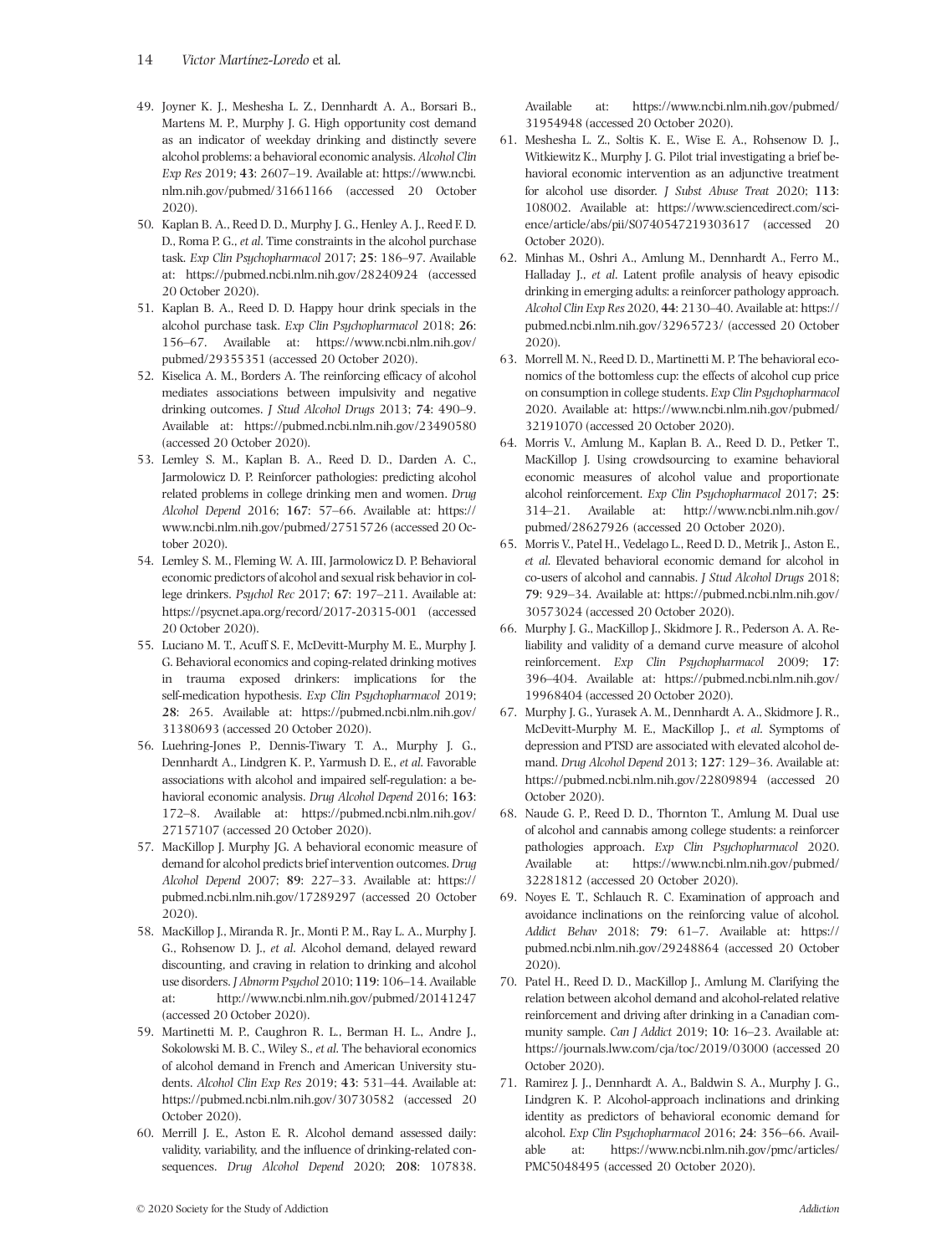49. Joyner K. J., Meshesha L. Z., Dennhardt A. A., Borsari B., Martens M. P., Murphy J. G. High opportunity cost demand as an indicator of weekday drinking and distinctly severe alcohol problems: a behavioral economic analysis. *Alcohol Clin Exp Res* 2019; **43**: 2607–19. Available at: https://www.ncbi.nlm.nih.gov/pubmed/31661166 (accessed 20 October 2020).
50. Kaplan B. A., Reed D. D., Murphy J. G., Henley A. J., Reed F. D. D., Roma P. G., *et al*. Time constraints in the alcohol purchase task. *Exp Clin Psychopharmacol* 2017; **25**: 186–97. Available at: https://pubmed.ncbi.nlm.nih.gov/28240924 (accessed 20 October 2020).
51. Kaplan B. A., Reed D. D. Happy hour drink specials in the alcohol purchase task. *Exp Clin Psychopharmacol* 2018; **26**: 156–67. Available at: https://www.ncbi.nlm.nih.gov/pubmed/29355351 (accessed 20 October 2020).
52. Kiselica A. M., Borders A. The reinforcing efficacy of alcohol mediates associations between impulsivity and negative drinking outcomes. *J Stud Alcohol Drugs* 2013; **74**: 490–9. Available at: https://pubmed.ncbi.nlm.nih.gov/23490580 (accessed 20 October 2020).
53. Lemley S. M., Kaplan B. A., Reed D. D., Darden A. C., Jarmolowicz D. P. Reinforcer pathologies: predicting alcohol related problems in college drinking men and women. *Drug Alcohol Depend* 2016; **167**: 57–66. Available at: https://www.ncbi.nlm.nih.gov/pubmed/27515726 (accessed 20 October 2020).
54. Lemley S. M., Fleming W. A. III, Jarmolowicz D. P. Behavioral economic predictors of alcohol and sexual risk behavior in college drinkers. *Psychol Rec* 2017; **67**: 197–211. Available at: https://psycnet.apa.org/record/2017-20315-001 (accessed 20 October 2020).
55. Luciano M. T., Acuff S. F., McDevitt-Murphy M. E., Murphy J. G. Behavioral economics and coping-related drinking motives in trauma exposed drinkers: implications for the self-medication hypothesis. *Exp Clin Psychopharmacol* 2019; **28**: 265. Available at: https://pubmed.ncbi.nlm.nih.gov/31380693 (accessed 20 October 2020).
56. Luehring-Jones P., Dennis-Tiwary T. A., Murphy J. G., Dennhardt A., Lindgren K. P., Yarmush D. E., *et al*. Favorable associations with alcohol and impaired self-regulation: a behavioral economic analysis. *Drug Alcohol Depend* 2016; **163**: 172–8. Available at: https://pubmed.ncbi.nlm.nih.gov/27157107 (accessed 20 October 2020).
57. MacKillop J. Murphy JG. A behavioral economic measure of demand for alcohol predicts brief intervention outcomes. *Drug Alcohol Depend* 2007; **89**: 227–33. Available at: https://pubmed.ncbi.nlm.nih.gov/17289297 (accessed 20 October 2020).
58. MacKillop J., Miranda R. Jr., Monti P. M., Ray L. A., Murphy J. G., Rohsenow D. J., *et al*. Alcohol demand, delayed reward discounting, and craving in relation to drinking and alcohol use disorders. *J Abnorm Psychol* 2010; **119**: 106–14. Available at: http://www.ncbi.nlm.nih.gov/pubmed/20141247 (accessed 20 October 2020).
59. Martinetti M. P., Caughron R. L., Berman H. L., Andre J., Sokolowski M. B. C., Wiley S., *et al*. The behavioral economics of alcohol demand in French and American University students. *Alcohol Clin Exp Res* 2019; **43**: 531–44. Available at: https://pubmed.ncbi.nlm.nih.gov/30730582 (accessed 20 October 2020).
60. Merrill J. E., Aston E. R. Alcohol demand assessed daily: validity, variability, and the influence of drinking-related consequences. *Drug Alcohol Depend* 2020; **208**: 107838. Available at: https://www.ncbi.nlm.nih.gov/pubmed/31954948 (accessed 20 October 2020).
61. Meshesha L. Z., Soltis K. E., Wise E. A., Rohsenow D. J., Witkiewitz K., Murphy J. G. Pilot trial investigating a brief behavioral economic intervention as an adjunctive treatment for alcohol use disorder. *J Subst Abuse Treat* 2020; **113**: 108002. Available at: https://www.sciencedirect.com/science/article/abs/pii/S0740547219303617 (accessed 20 October 2020).
62. Minhas M., Oshri A., Amlung M., Dennhardt A., Ferro M., Halladay J., *et al*. Latent profile analysis of heavy episodic drinking in emerging adults: a reinforcer pathology approach. *Alcohol Clin Exp Res* 2020, **44**: 2130–40. Available at: https://pubmed.ncbi.nlm.nih.gov/32965723/ (accessed 20 October 2020).
63. Morrell M. N., Reed D. D., Martinetti M. P. The behavioral economics of the bottomless cup: the effects of alcohol cup price on consumption in college students. *Exp Clin Psychopharmacol* 2020. Available at: https://www.ncbi.nlm.nih.gov/pubmed/32191070 (accessed 20 October 2020).
64. Morris V., Amlung M., Kaplan B. A., Reed D. D., Petker T., MacKillop J. Using crowdsourcing to examine behavioral economic measures of alcohol value and proportionate alcohol reinforcement. *Exp Clin Psychopharmacol* 2017; **25**: 314–21. Available at: http://www.ncbi.nlm.nih.gov/pubmed/28627926 (accessed 20 October 2020).
65. Morris V., Patel H., Vedelago L., Reed D. D., Metrik J., Aston E., *et al*. Elevated behavioral economic demand for alcohol in co-users of alcohol and cannabis. *J Stud Alcohol Drugs* 2018; **79**: 929–34. Available at: https://pubmed.ncbi.nlm.nih.gov/30573024 (accessed 20 October 2020).
66. Murphy J. G., MacKillop J., Skidmore J. R., Pederson A. A. Reliability and validity of a demand curve measure of alcohol reinforcement. *Exp Clin Psychopharmacol* 2009; **17**: 396–404. Available at: https://pubmed.ncbi.nlm.nih.gov/19968404 (accessed 20 October 2020).
67. Murphy J. G., Yurasek A. M., Dennhardt A. A., Skidmore J. R., McDevitt-Murphy M. E., MacKillop J., *et al*. Symptoms of depression and PTSD are associated with elevated alcohol demand. *Drug Alcohol Depend* 2013; **127**: 129–36. Available at: https://pubmed.ncbi.nlm.nih.gov/22809894 (accessed 20 October 2020).
68. Naude G. P., Reed D. D., Thornton T., Amlung M. Dual use of alcohol and cannabis among college students: a reinforcer pathologies approach. *Exp Clin Psychopharmacol* 2020. Available at: https://www.ncbi.nlm.nih.gov/pubmed/32281812 (accessed 20 October 2020).
69. Noyes E. T., Schlauch R. C. Examination of approach and avoidance inclinations on the reinforcing value of alcohol. *Addict Behav* 2018; **79**: 61–7. Available at: https://pubmed.ncbi.nlm.nih.gov/29248864 (accessed 20 October 2020).
70. Patel H., Reed D. D., MacKillop J., Amlung M. Clarifying the relation between alcohol demand and alcohol-related relative reinforcement and driving after drinking in a Canadian community sample. *Can J Addict* 2019; **10**: 16–23. Available at: https://journals.lww.com/cja/toc/2019/03000 (accessed 20 October 2020).
71. Ramirez J. J., Dennhardt A. A., Baldwin S. A., Murphy J. G., Lindgren K. P. Alcohol-approach inclinations and drinking identity as predictors of behavioral economic demand for alcohol. *Exp Clin Psychopharmacol* 2016; **24**: 356–66. Available at: https://www.ncbi.nlm.nih.gov/pmc/articles/PMC5048495 (accessed 20 October 2020).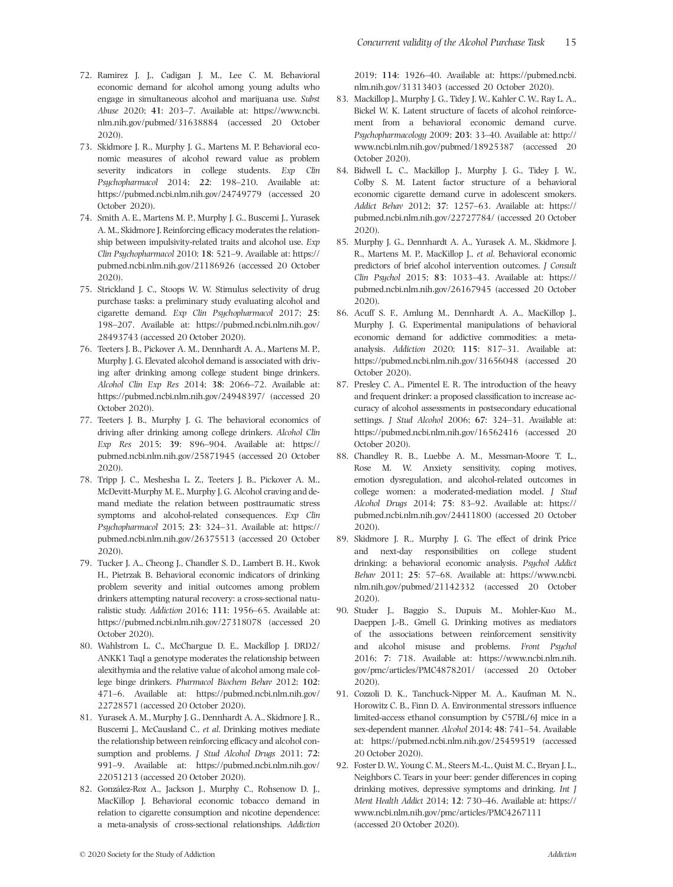72. Ramirez J. J., Cadigan J. M., Lee C. M. Behavioral economic demand for alcohol among young adults who engage in simultaneous alcohol and marijuana use. *Subst Abuse* 2020; **41**: 203–7. Available at: https://www.ncbi.nlm.nih.gov/pubmed/31638884 (accessed 20 October 2020).
73. Skidmore J. R., Murphy J. G., Martens M. P. Behavioral economic measures of alcohol reward value as problem severity indicators in college students. *Exp Clin Psychopharmacol* 2014; **22**: 198–210. Available at: https://pubmed.ncbi.nlm.nih.gov/24749779 (accessed 20 October 2020).
74. Smith A. E., Martens M. P., Murphy J. G., Buscemi J., Yurasek A. M., Skidmore J. Reinforcing efficacy moderates the relationship between impulsivity-related traits and alcohol use. *Exp Clin Psychopharmacol* 2010; **18**: 521–9. Available at: https://pubmed.ncbi.nlm.nih.gov/21186926 (accessed 20 October 2020).
75. Strickland J. C., Stoops W. W. Stimulus selectivity of drug purchase tasks: a preliminary study evaluating alcohol and cigarette demand. *Exp Clin Psychopharmacol* 2017; **25**: 198–207. Available at: https://pubmed.ncbi.nlm.nih.gov/28493743 (accessed 20 October 2020).
76. Teeters J. B., Pickover A. M., Dennhardt A. A., Martens M. P., Murphy J. G. Elevated alcohol demand is associated with driving after drinking among college student binge drinkers. *Alcohol Clin Exp Res* 2014; **38**: 2066–72. Available at: https://pubmed.ncbi.nlm.nih.gov/24948397/ (accessed 20 October 2020).
77. Teeters J. B., Murphy J. G. The behavioral economics of driving after drinking among college drinkers. *Alcohol Clin Exp Res* 2015; **39**: 896–904. Available at: https://pubmed.ncbi.nlm.nih.gov/25871945 (accessed 20 October 2020).
78. Tripp J. C., Meshesha L. Z., Teeters J. B., Pickover A. M., McDevitt-Murphy M. E., Murphy J. G. Alcohol craving and demand mediate the relation between posttraumatic stress symptoms and alcohol-related consequences. *Exp Clin Psychopharmacol* 2015; **23**: 324–31. Available at: https://pubmed.ncbi.nlm.nih.gov/26375513 (accessed 20 October 2020).
79. Tucker J. A., Cheong J., Chandler S. D., Lambert B. H., Kwok H., Pietrzak B. Behavioral economic indicators of drinking problem severity and initial outcomes among problem drinkers attempting natural recovery: a cross-sectional naturalistic study. *Addiction* 2016; **111**: 1956–65. Available at: https://pubmed.ncbi.nlm.nih.gov/27318078 (accessed 20 October 2020).
80. Wahlstrom L. C., McChargue D. E., Mackillop J. DRD2/ANKK1 TaqI a genotype moderates the relationship between alexithymia and the relative value of alcohol among male college binge drinkers. *Pharmacol Biochem Behav* 2012; **102**: 471–6. Available at: https://pubmed.ncbi.nlm.nih.gov/22728571 (accessed 20 October 2020).
81. Yurasek A. M., Murphy J. G., Dennhardt A. A., Skidmore J. R., Buscemi J., McCausland C., *et al.* Drinking motives mediate the relationship between reinforcing efficacy and alcohol consumption and problems. *J Stud Alcohol Drugs* 2011; **72**: 991–9. Available at: https://pubmed.ncbi.nlm.nih.gov/22051213 (accessed 20 October 2020).
82. González-Roz A., Jackson J., Murphy C., Rohsenow D. J., MacKillop J. Behavioral economic tobacco demand in relation to cigarette consumption and nicotine dependence: a meta-analysis of cross-sectional relationships. *Addiction* 2019; **114**: 1926–40. Available at: https://pubmed.ncbi.nlm.nih.gov/31313403 (accessed 20 October 2020).
83. Mackillop J., Murphy J. G., Tidey J. W., Kahler C. W., Ray L. A., Bickel W. K. Latent structure of facets of alcohol reinforcement from a behavioral economic demand curve. *Psychopharmacology* 2009; **203**: 33–40. Available at: http://www.ncbi.nlm.nih.gov/pubmed/18925387 (accessed 20 October 2020).
84. Bidwell L. C., Mackillop J., Murphy J. G., Tidey J. W., Colby S. M. Latent factor structure of a behavioral economic cigarette demand curve in adolescent smokers. *Addict Behav* 2012; **37**: 1257–63. Available at: https://pubmed.ncbi.nlm.nih.gov/22727784/ (accessed 20 October 2020).
85. Murphy J. G., Dennhardt A. A., Yurasek A. M., Skidmore J. R., Martens M. P., MacKillop J., *et al.* Behavioral economic predictors of brief alcohol intervention outcomes. *J Consult Clin Psychol* 2015; **83**: 1033–43. Available at: https://pubmed.ncbi.nlm.nih.gov/26167945 (accessed 20 October 2020).
86. Acuff S. F., Amlung M., Dennhardt A. A., MacKillop J., Murphy J. G. Experimental manipulations of behavioral economic demand for addictive commodities: a meta-analysis. *Addiction* 2020; **115**: 817–31. Available at: https://pubmed.ncbi.nlm.nih.gov/31656048 (accessed 20 October 2020).
87. Presley C. A., Pimentel E. R. The introduction of the heavy and frequent drinker: a proposed classification to increase accuracy of alcohol assessments in postsecondary educational settings. *J Stud Alcohol* 2006; **67**: 324–31. Available at: https://pubmed.ncbi.nlm.nih.gov/16562416 (accessed 20 October 2020).
88. Chandley R. B., Luebbe A. M., Messman-Moore T. L., Rose M. W. Anxiety sensitivity, coping motives, emotion dysregulation, and alcohol-related outcomes in college women: a moderated-mediation model. *J Stud Alcohol Drugs* 2014; **75**: 83–92. Available at: https://pubmed.ncbi.nlm.nih.gov/24411800 (accessed 20 October 2020).
89. Skidmore J. R., Murphy J. G. The effect of drink Price and next-day responsibilities on college student drinking: a behavioral economic analysis. *Psychol Addict Behav* 2011; **25**: 57–68. Available at: https://www.ncbi.nlm.nih.gov/pubmed/21142332 (accessed 20 October 2020).
90. Studer J., Baggio S., Dupuis M., Mohler-Kuo M., Daeppen J.-B., Gmell G. Drinking motives as mediators of the associations between reinforcement sensitivity and alcohol misuse and problems. *Front Psychol* 2016; **7**: 718. Available at: https://www.ncbi.nlm.nih.gov/pmc/articles/PMC4878201/ (accessed 20 October 2020).
91. Cozzoli D. K., Tanchuck-Nipper M. A., Kaufman M. N., Horowitz C. B., Finn D. A. Environmental stressors influence limited-access ethanol consumption by C57BL/6J mice in a sex-dependent manner. *Alcohol* 2014; **48**: 741–54. Available at: https://pubmed.ncbi.nlm.nih.gov/25459519 (accessed 20 October 2020).
92. Foster D. W., Young C. M., Steers M.-L., Quist M. C., Bryan J. L., Neighbors C. Tears in your beer: gender differences in coping drinking motives, depressive symptoms and drinking. *Int J Ment Health Addict* 2014; **12**: 730–46. Available at: https://www.ncbi.nlm.nih.gov/pmc/articles/PMC4267111 (accessed 20 October 2020).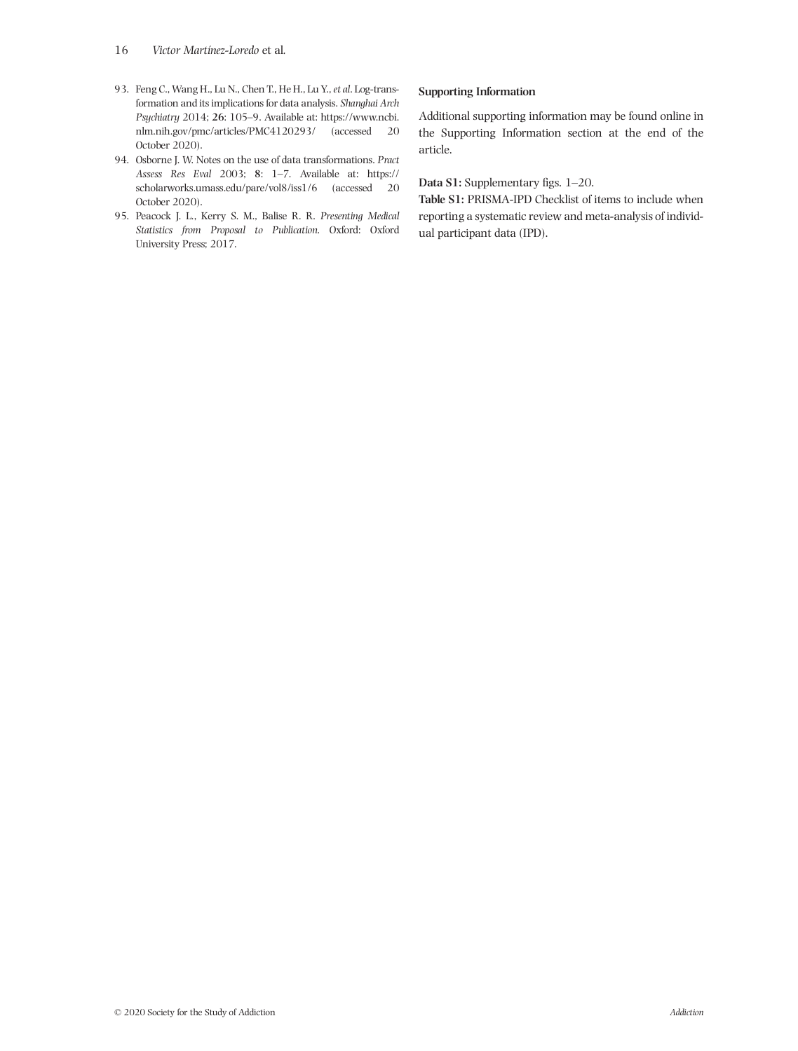93. Feng C., Wang H., Lu N., Chen T., He H., Lu Y., *et al*. Log-transformation and its implications for data analysis. *Shanghai Arch Psychiatry* 2014; **26**: 105–9. Available at: https://www.ncbi.nlm.nih.gov/pmc/articles/PMC4120293/ (accessed 20 October 2020).
94. Osborne J. W. Notes on the use of data transformations. *Pract Assess Res Eval* 2003; **8**: 1–7. Available at: https://scholarworks.umass.edu/pare/vol8/iss1/6 (accessed 20 October 2020).
95. Peacock J. L., Kerry S. M., Balise R. R. *Presenting Medical Statistics from Proposal to Publication*. Oxford: Oxford University Press; 2017.

## Supporting Information

Additional supporting information may be found online in the Supporting Information section at the end of the article.

**Data S1:** Supplementary figs. 1–20.

**Table S1:** PRISMA-IPD Checklist of items to include when reporting a systematic review and meta-analysis of individual participant data (IPD).